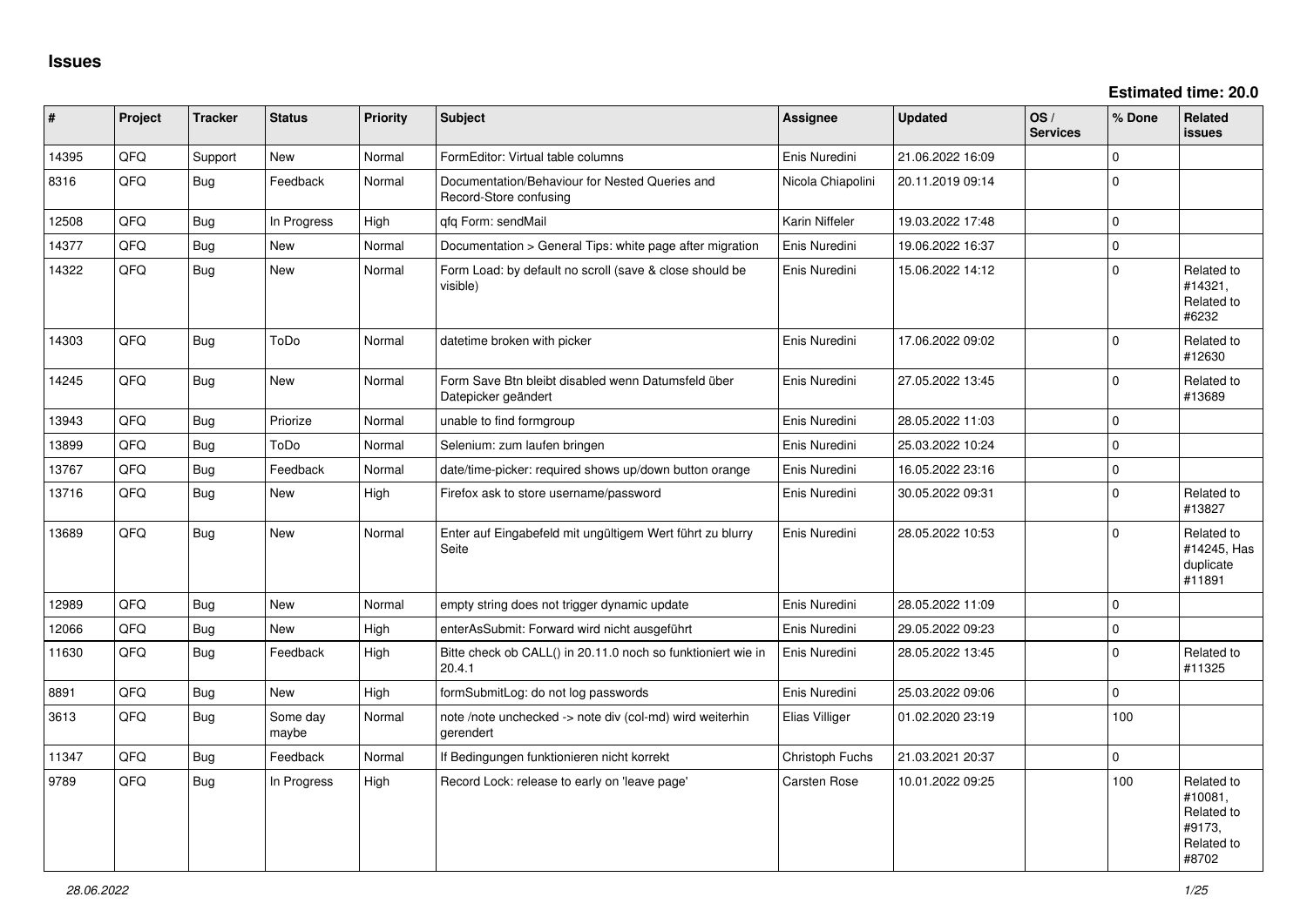# Issues

**Estimated time: 20.0**

| # | Project | Tracker | Status | Priority | Subject | Assignee | Updated | OS / Services | % Done | Related issues |
|---|---|---|---|---|---|---|---|---|---|---|
| 14395 | QFQ | Support | New | Normal | FormEditor: Virtual table columns | Enis Nuredini | 21.06.2022 16:09 | | 0 | |
| 8316 | QFQ | Bug | Feedback | Normal | Documentation/Behaviour for Nested Queries and Record-Store confusing | Nicola Chiapolini | 20.11.2019 09:14 | | 0 | |
| 12508 | QFQ | Bug | In Progress | High | qfq Form: sendMail | Karin Niffeler | 19.03.2022 17:48 | | 0 | |
| 14377 | QFQ | Bug | New | Normal | Documentation > General Tips: white page after migration | Enis Nuredini | 19.06.2022 16:37 | | 0 | |
| 14322 | QFQ | Bug | New | Normal | Form Load: by default no scroll (save & close should be visible) | Enis Nuredini | 15.06.2022 14:12 | | 0 | Related to #14321, Related to #6232 |
| 14303 | QFQ | Bug | ToDo | Normal | datetime broken with picker | Enis Nuredini | 17.06.2022 09:02 | | 0 | Related to #12630 |
| 14245 | QFQ | Bug | New | Normal | Form Save Btn bleibt disabled wenn Datumsfeld über Datepicker geändert | Enis Nuredini | 27.05.2022 13:45 | | 0 | Related to #13689 |
| 13943 | QFQ | Bug | Priorize | Normal | unable to find formgroup | Enis Nuredini | 28.05.2022 11:03 | | 0 | |
| 13899 | QFQ | Bug | ToDo | Normal | Selenium: zum laufen bringen | Enis Nuredini | 25.03.2022 10:24 | | 0 | |
| 13767 | QFQ | Bug | Feedback | Normal | date/time-picker: required shows up/down button orange | Enis Nuredini | 16.05.2022 23:16 | | 0 | |
| 13716 | QFQ | Bug | New | High | Firefox ask to store username/password | Enis Nuredini | 30.05.2022 09:31 | | 0 | Related to #13827 |
| 13689 | QFQ | Bug | New | Normal | Enter auf Eingabefeld mit ungültigem Wert führt zu blurry Seite | Enis Nuredini | 28.05.2022 10:53 | | 0 | Related to #14245, Has duplicate #11891 |
| 12989 | QFQ | Bug | New | Normal | empty string does not trigger dynamic update | Enis Nuredini | 28.05.2022 11:09 | | 0 | |
| 12066 | QFQ | Bug | New | High | enterAsSubmit: Forward wird nicht ausgeführt | Enis Nuredini | 29.05.2022 09:23 | | 0 | |
| 11630 | QFQ | Bug | Feedback | High | Bitte check ob CALL() in 20.11.0 noch so funktioniert wie in 20.4.1 | Enis Nuredini | 28.05.2022 13:45 | | 0 | Related to #11325 |
| 8891 | QFQ | Bug | New | High | formSubmitLog: do not log passwords | Enis Nuredini | 25.03.2022 09:06 | | 0 | |
| 3613 | QFQ | Bug | Some day maybe | Normal | note /note unchecked -> note div (col-md) wird weiterhin gerendert | Elias Villiger | 01.02.2020 23:19 | | 100 | |
| 11347 | QFQ | Bug | Feedback | Normal | If Bedingungen funktionieren nicht korrekt | Christoph Fuchs | 21.03.2021 20:37 | | 0 | |
| 9789 | QFQ | Bug | In Progress | High | Record Lock: release to early on 'leave page' | Carsten Rose | 10.01.2022 09:25 | | 100 | Related to #10081, Related to #9173, Related to #8702 |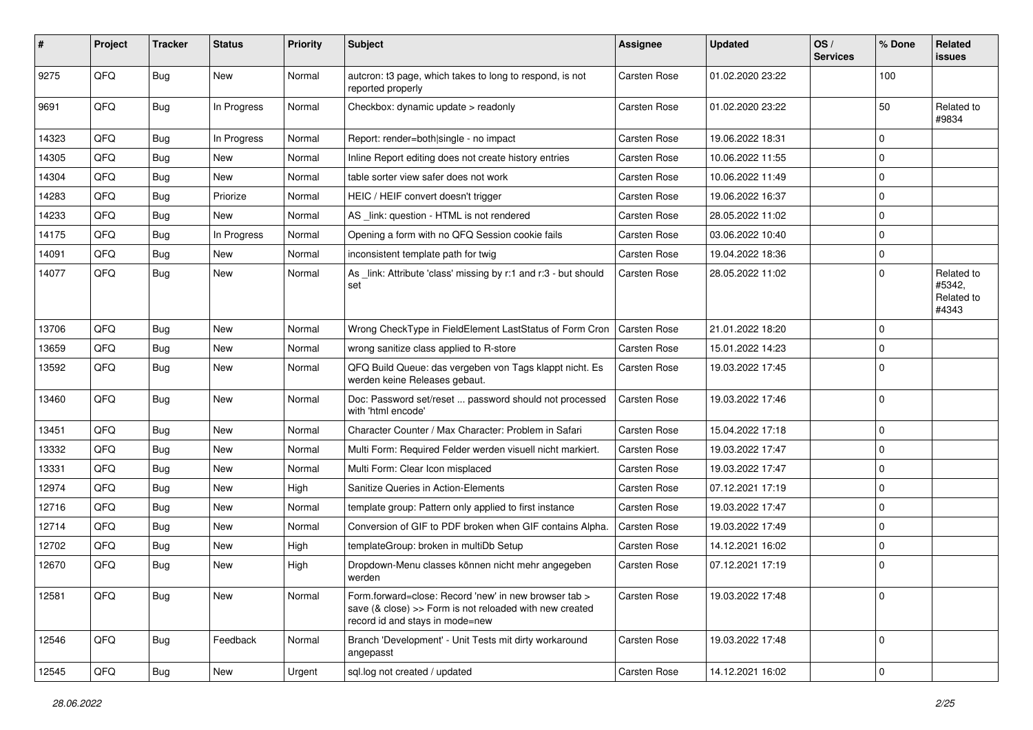| # | Project | Tracker | Status | Priority | Subject | Assignee | Updated | OS / Services | % Done | Related issues |
|---|---|---|---|---|---|---|---|---|---|---|
| 9275 | QFQ | Bug | New | Normal | autcron: t3 page, which takes to long to respond, is not reported properly | Carsten Rose | 01.02.2020 23:22 | | 100 | |
| 9691 | QFQ | Bug | In Progress | Normal | Checkbox: dynamic update > readonly | Carsten Rose | 01.02.2020 23:22 | | 50 | Related to #9834 |
| 14323 | QFQ | Bug | In Progress | Normal | Report: render=both\|single - no impact | Carsten Rose | 19.06.2022 18:31 | | 0 | |
| 14305 | QFQ | Bug | New | Normal | Inline Report editing does not create history entries | Carsten Rose | 10.06.2022 11:55 | | 0 | |
| 14304 | QFQ | Bug | New | Normal | table sorter view safer does not work | Carsten Rose | 10.06.2022 11:49 | | 0 | |
| 14283 | QFQ | Bug | Priorize | Normal | HEIC / HEIF convert doesn't trigger | Carsten Rose | 19.06.2022 16:37 | | 0 | |
| 14233 | QFQ | Bug | New | Normal | AS _link: question - HTML is not rendered | Carsten Rose | 28.05.2022 11:02 | | 0 | |
| 14175 | QFQ | Bug | In Progress | Normal | Opening a form with no QFQ Session cookie fails | Carsten Rose | 03.06.2022 10:40 | | 0 | |
| 14091 | QFQ | Bug | New | Normal | inconsistent template path for twig | Carsten Rose | 19.04.2022 18:36 | | 0 | |
| 14077 | QFQ | Bug | New | Normal | As _link: Attribute 'class' missing by r:1 and r:3 - but should set | Carsten Rose | 28.05.2022 11:02 | | 0 | Related to #5342, Related to #4343 |
| 13706 | QFQ | Bug | New | Normal | Wrong CheckType in FieldElement LastStatus of Form Cron | Carsten Rose | 21.01.2022 18:20 | | 0 | |
| 13659 | QFQ | Bug | New | Normal | wrong sanitize class applied to R-store | Carsten Rose | 15.01.2022 14:23 | | 0 | |
| 13592 | QFQ | Bug | New | Normal | QFQ Build Queue: das vergeben von Tags klappt nicht. Es werden keine Releases gebaut. | Carsten Rose | 19.03.2022 17:45 | | 0 | |
| 13460 | QFQ | Bug | New | Normal | Doc: Password set/reset ... password should not processed with 'html encode' | Carsten Rose | 19.03.2022 17:46 | | 0 | |
| 13451 | QFQ | Bug | New | Normal | Character Counter / Max Character: Problem in Safari | Carsten Rose | 15.04.2022 17:18 | | 0 | |
| 13332 | QFQ | Bug | New | Normal | Multi Form: Required Felder werden visuell nicht markiert. | Carsten Rose | 19.03.2022 17:47 | | 0 | |
| 13331 | QFQ | Bug | New | Normal | Multi Form: Clear Icon misplaced | Carsten Rose | 19.03.2022 17:47 | | 0 | |
| 12974 | QFQ | Bug | New | High | Sanitize Queries in Action-Elements | Carsten Rose | 07.12.2021 17:19 | | 0 | |
| 12716 | QFQ | Bug | New | Normal | template group: Pattern only applied to first instance | Carsten Rose | 19.03.2022 17:47 | | 0 | |
| 12714 | QFQ | Bug | New | Normal | Conversion of GIF to PDF broken when GIF contains Alpha. | Carsten Rose | 19.03.2022 17:49 | | 0 | |
| 12702 | QFQ | Bug | New | High | templateGroup: broken in multiDb Setup | Carsten Rose | 14.12.2021 16:02 | | 0 | |
| 12670 | QFQ | Bug | New | High | Dropdown-Menu classes können nicht mehr angegeben werden | Carsten Rose | 07.12.2021 17:19 | | 0 | |
| 12581 | QFQ | Bug | New | Normal | Form.forward=close: Record 'new' in new browser tab > save (& close) >> Form is not reloaded with new created record id and stays in mode=new | Carsten Rose | 19.03.2022 17:48 | | 0 | |
| 12546 | QFQ | Bug | Feedback | Normal | Branch 'Development' - Unit Tests mit dirty workaround angepasst | Carsten Rose | 19.03.2022 17:48 | | 0 | |
| 12545 | QFQ | Bug | New | Urgent | sql.log not created / updated | Carsten Rose | 14.12.2021 16:02 | | 0 | |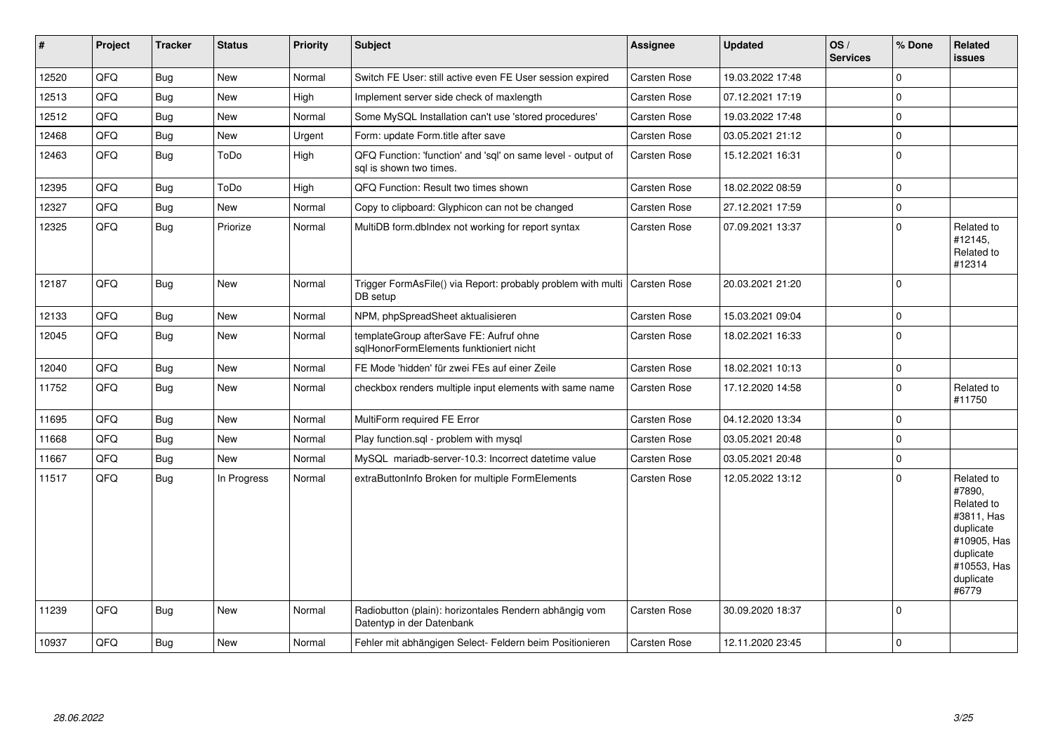| # | Project | Tracker | Status | Priority | Subject | Assignee | Updated | OS / Services | % Done | Related issues |
|---|---|---|---|---|---|---|---|---|---|---|
| 12520 | QFQ | Bug | New | Normal | Switch FE User: still active even FE User session expired | Carsten Rose | 19.03.2022 17:48 | | 0 | |
| 12513 | QFQ | Bug | New | High | Implement server side check of maxlength | Carsten Rose | 07.12.2021 17:19 | | 0 | |
| 12512 | QFQ | Bug | New | Normal | Some MySQL Installation can't use 'stored procedures' | Carsten Rose | 19.03.2022 17:48 | | 0 | |
| 12468 | QFQ | Bug | New | Urgent | Form: update Form.title after save | Carsten Rose | 03.05.2021 21:12 | | 0 | |
| 12463 | QFQ | Bug | ToDo | High | QFQ Function: 'function' and 'sql' on same level - output of sql is shown two times. | Carsten Rose | 15.12.2021 16:31 | | 0 | |
| 12395 | QFQ | Bug | ToDo | High | QFQ Function: Result two times shown | Carsten Rose | 18.02.2022 08:59 | | 0 | |
| 12327 | QFQ | Bug | New | Normal | Copy to clipboard: Glyphicon can not be changed | Carsten Rose | 27.12.2021 17:59 | | 0 | |
| 12325 | QFQ | Bug | Priorize | Normal | MultiDB form.dbIndex not working for report syntax | Carsten Rose | 07.09.2021 13:37 | | 0 | Related to #12145, Related to #12314 |
| 12187 | QFQ | Bug | New | Normal | Trigger FormAsFile() via Report: probably problem with multi DB setup | Carsten Rose | 20.03.2021 21:20 | | 0 | |
| 12133 | QFQ | Bug | New | Normal | NPM, phpSpreadSheet aktualisieren | Carsten Rose | 15.03.2021 09:04 | | 0 | |
| 12045 | QFQ | Bug | New | Normal | templateGroup afterSave FE: Aufruf ohne sqlHonorFormElements funktioniert nicht | Carsten Rose | 18.02.2021 16:33 | | 0 | |
| 12040 | QFQ | Bug | New | Normal | FE Mode 'hidden' für zwei FEs auf einer Zeile | Carsten Rose | 18.02.2021 10:13 | | 0 | |
| 11752 | QFQ | Bug | New | Normal | checkbox renders multiple input elements with same name | Carsten Rose | 17.12.2020 14:58 | | 0 | Related to #11750 |
| 11695 | QFQ | Bug | New | Normal | MultiForm required FE Error | Carsten Rose | 04.12.2020 13:34 | | 0 | |
| 11668 | QFQ | Bug | New | Normal | Play function.sql - problem with mysql | Carsten Rose | 03.05.2021 20:48 | | 0 | |
| 11667 | QFQ | Bug | New | Normal | MySQL mariadb-server-10.3: Incorrect datetime value | Carsten Rose | 03.05.2021 20:48 | | 0 | |
| 11517 | QFQ | Bug | In Progress | Normal | extraButtonInfo Broken for multiple FormElements | Carsten Rose | 12.05.2022 13:12 | | 0 | Related to #7890, Related to #3811, Has duplicate #10905, Has duplicate #10553, Has duplicate #6779 |
| 11239 | QFQ | Bug | New | Normal | Radiobutton (plain): horizontales Rendern abhängig vom Datentyp in der Datenbank | Carsten Rose | 30.09.2020 18:37 | | 0 | |
| 10937 | QFQ | Bug | New | Normal | Fehler mit abhängigen Select- Feldern beim Positionieren | Carsten Rose | 12.11.2020 23:45 | | 0 | |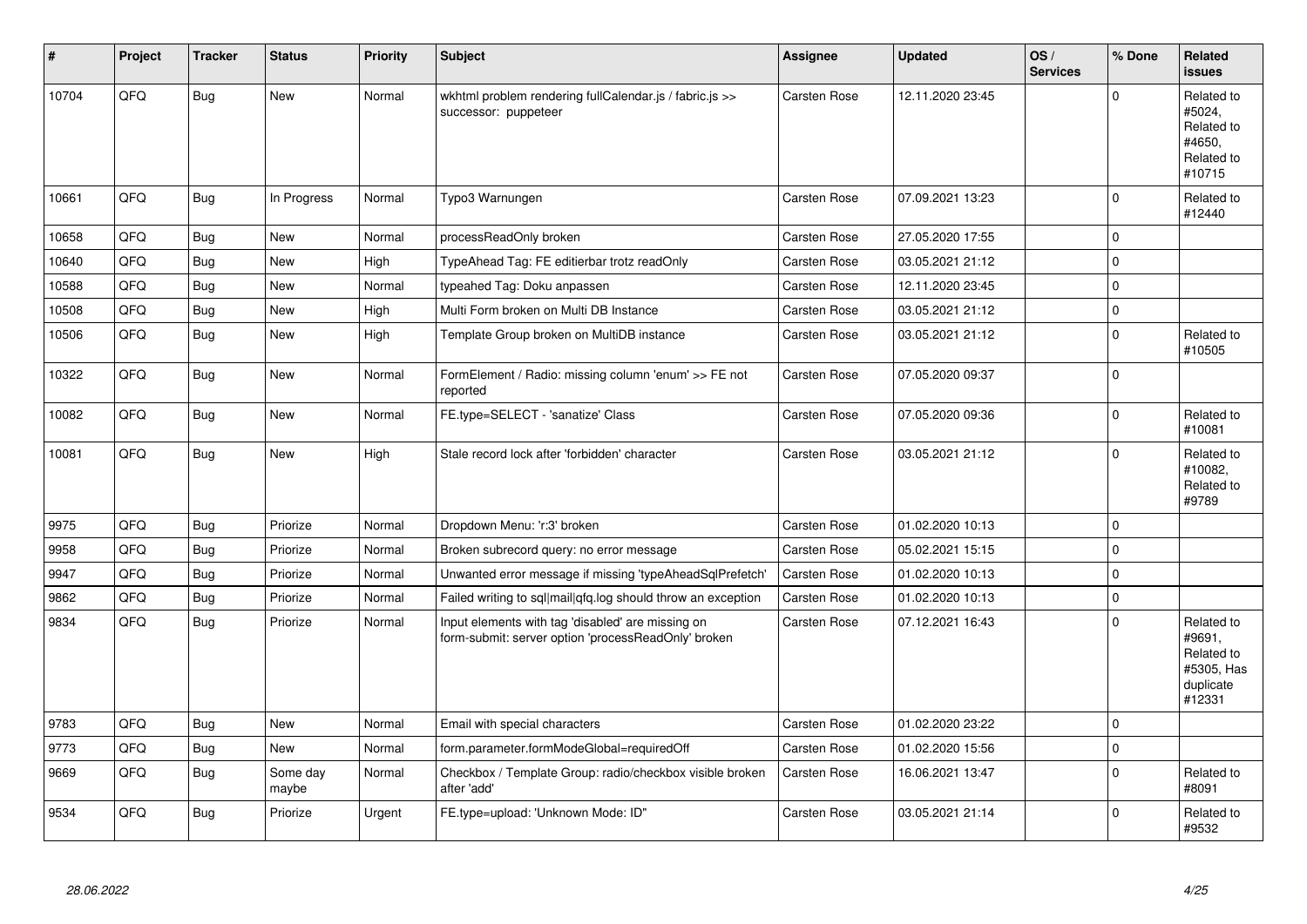| # | Project | Tracker | Status | Priority | Subject | Assignee | Updated | OS / Services | % Done | Related issues |
|---|---|---|---|---|---|---|---|---|---|---|
| 10704 | QFQ | Bug | New | Normal | wkhtml problem rendering fullCalendar.js / fabric.js >> successor: puppeteer | Carsten Rose | 12.11.2020 23:45 | | 0 | Related to #5024, Related to #4650, Related to #10715 |
| 10661 | QFQ | Bug | In Progress | Normal | Typo3 Warnungen | Carsten Rose | 07.09.2021 13:23 | | 0 | Related to #12440 |
| 10658 | QFQ | Bug | New | Normal | processReadOnly broken | Carsten Rose | 27.05.2020 17:55 | | 0 | |
| 10640 | QFQ | Bug | New | High | TypeAhead Tag: FE editierbar trotz readOnly | Carsten Rose | 03.05.2021 21:12 | | 0 | |
| 10588 | QFQ | Bug | New | Normal | typeahed Tag: Doku anpassen | Carsten Rose | 12.11.2020 23:45 | | 0 | |
| 10508 | QFQ | Bug | New | High | Multi Form broken on Multi DB Instance | Carsten Rose | 03.05.2021 21:12 | | 0 | |
| 10506 | QFQ | Bug | New | High | Template Group broken on MultiDB instance | Carsten Rose | 03.05.2021 21:12 | | 0 | Related to #10505 |
| 10322 | QFQ | Bug | New | Normal | FormElement / Radio: missing column 'enum' >> FE not reported | Carsten Rose | 07.05.2020 09:37 | | 0 | |
| 10082 | QFQ | Bug | New | Normal | FE.type=SELECT - 'sanatize' Class | Carsten Rose | 07.05.2020 09:36 | | 0 | Related to #10081 |
| 10081 | QFQ | Bug | New | High | Stale record lock after 'forbidden' character | Carsten Rose | 03.05.2021 21:12 | | 0 | Related to #10082, Related to #9789 |
| 9975 | QFQ | Bug | Priorize | Normal | Dropdown Menu: 'r:3' broken | Carsten Rose | 01.02.2020 10:13 | | 0 | |
| 9958 | QFQ | Bug | Priorize | Normal | Broken subrecord query: no error message | Carsten Rose | 05.02.2021 15:15 | | 0 | |
| 9947 | QFQ | Bug | Priorize | Normal | Unwanted error message if missing 'typeAheadSqlPrefetch' | Carsten Rose | 01.02.2020 10:13 | | 0 | |
| 9862 | QFQ | Bug | Priorize | Normal | Failed writing to sql\|mail\|qfq.log should throw an exception | Carsten Rose | 01.02.2020 10:13 | | 0 | |
| 9834 | QFQ | Bug | Priorize | Normal | Input elements with tag 'disabled' are missing on form-submit: server option 'processReadOnly' broken | Carsten Rose | 07.12.2021 16:43 | | 0 | Related to #9691, Related to #5305, Has duplicate #12331 |
| 9783 | QFQ | Bug | New | Normal | Email with special characters | Carsten Rose | 01.02.2020 23:22 | | 0 | |
| 9773 | QFQ | Bug | New | Normal | form.parameter.formModeGlobal=requiredOff | Carsten Rose | 01.02.2020 15:56 | | 0 | |
| 9669 | QFQ | Bug | Some day maybe | Normal | Checkbox / Template Group: radio/checkbox visible broken after 'add' | Carsten Rose | 16.06.2021 13:47 | | 0 | Related to #8091 |
| 9534 | QFQ | Bug | Priorize | Urgent | FE.type=upload: 'Unknown Mode: ID" | Carsten Rose | 03.05.2021 21:14 | | 0 | Related to #9532 |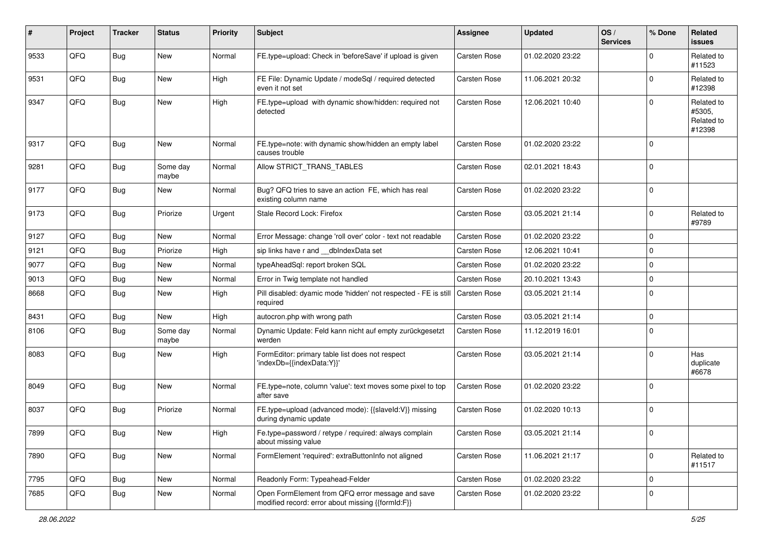| # | Project | Tracker | Status | Priority | Subject | Assignee | Updated | OS / Services | % Done | Related issues |
|---|---|---|---|---|---|---|---|---|---|---|
| 9533 | QFQ | Bug | New | Normal | FE.type=upload: Check in 'beforeSave' if upload is given | Carsten Rose | 01.02.2020 23:22 | | 0 | Related to #11523 |
| 9531 | QFQ | Bug | New | High | FE File: Dynamic Update / modeSql / required detected even it not set | Carsten Rose | 11.06.2021 20:32 | | 0 | Related to #12398 |
| 9347 | QFQ | Bug | New | High | FE.type=upload with dynamic show/hidden: required not detected | Carsten Rose | 12.06.2021 10:40 | | 0 | Related to #5305, Related to #12398 |
| 9317 | QFQ | Bug | New | Normal | FE.type=note: with dynamic show/hidden an empty label causes trouble | Carsten Rose | 01.02.2020 23:22 | | 0 | |
| 9281 | QFQ | Bug | Some day maybe | Normal | Allow STRICT_TRANS_TABLES | Carsten Rose | 02.01.2021 18:43 | | 0 | |
| 9177 | QFQ | Bug | New | Normal | Bug? QFQ tries to save an action FE, which has real existing column name | Carsten Rose | 01.02.2020 23:22 | | 0 | |
| 9173 | QFQ | Bug | Priorize | Urgent | Stale Record Lock: Firefox | Carsten Rose | 03.05.2021 21:14 | | 0 | Related to #9789 |
| 9127 | QFQ | Bug | New | Normal | Error Message: change 'roll over' color - text not readable | Carsten Rose | 01.02.2020 23:22 | | 0 | |
| 9121 | QFQ | Bug | Priorize | High | sip links have r and __dbIndexData set | Carsten Rose | 12.06.2021 10:41 | | 0 | |
| 9077 | QFQ | Bug | New | Normal | typeAheadSql: report broken SQL | Carsten Rose | 01.02.2020 23:22 | | 0 | |
| 9013 | QFQ | Bug | New | Normal | Error in Twig template not handled | Carsten Rose | 20.10.2021 13:43 | | 0 | |
| 8668 | QFQ | Bug | New | High | Pill disabled: dyamic mode 'hidden' not respected - FE is still required | Carsten Rose | 03.05.2021 21:14 | | 0 | |
| 8431 | QFQ | Bug | New | High | autocron.php with wrong path | Carsten Rose | 03.05.2021 21:14 | | 0 | |
| 8106 | QFQ | Bug | Some day maybe | Normal | Dynamic Update: Feld kann nicht auf empty zurückgesetzt werden | Carsten Rose | 11.12.2019 16:01 | | 0 | |
| 8083 | QFQ | Bug | New | High | FormEditor: primary table list does not respect 'indexDb={{indexData:Y}}' | Carsten Rose | 03.05.2021 21:14 | | 0 | Has duplicate #6678 |
| 8049 | QFQ | Bug | New | Normal | FE.type=note, column 'value': text moves some pixel to top after save | Carsten Rose | 01.02.2020 23:22 | | 0 | |
| 8037 | QFQ | Bug | Priorize | Normal | FE.type=upload (advanced mode): {{slaveId:V}} missing during dynamic update | Carsten Rose | 01.02.2020 10:13 | | 0 | |
| 7899 | QFQ | Bug | New | High | Fe.type=password / retype / required: always complain about missing value | Carsten Rose | 03.05.2021 21:14 | | 0 | |
| 7890 | QFQ | Bug | New | Normal | FormElement 'required': extraButtonInfo not aligned | Carsten Rose | 11.06.2021 21:17 | | 0 | Related to #11517 |
| 7795 | QFQ | Bug | New | Normal | Readonly Form: Typeahead-Felder | Carsten Rose | 01.02.2020 23:22 | | 0 | |
| 7685 | QFQ | Bug | New | Normal | Open FormElement from QFQ error message and save modified record: error about missing {{formId:F}} | Carsten Rose | 01.02.2020 23:22 | | 0 | |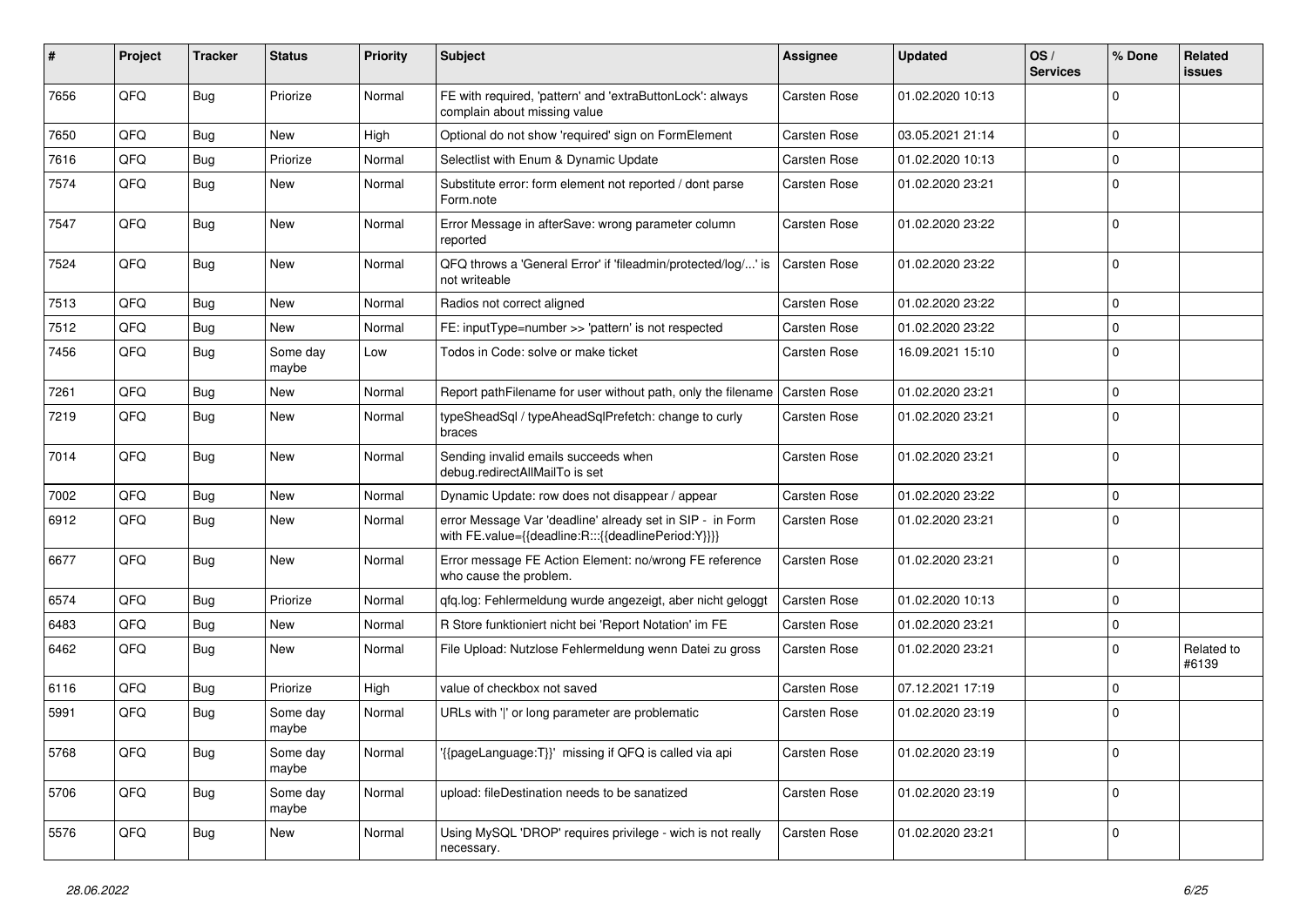| # | Project | Tracker | Status | Priority | Subject | Assignee | Updated | OS / Services | % Done | Related issues |
|---|---|---|---|---|---|---|---|---|---|---|
| 7656 | QFQ | Bug | Priorize | Normal | FE with required, 'pattern' and 'extraButtonLock': always complain about missing value | Carsten Rose | 01.02.2020 10:13 | | 0 | |
| 7650 | QFQ | Bug | New | High | Optional do not show 'required' sign on FormElement | Carsten Rose | 03.05.2021 21:14 | | 0 | |
| 7616 | QFQ | Bug | Priorize | Normal | Selectlist with Enum & Dynamic Update | Carsten Rose | 01.02.2020 10:13 | | 0 | |
| 7574 | QFQ | Bug | New | Normal | Substitute error: form element not reported / dont parse Form.note | Carsten Rose | 01.02.2020 23:21 | | 0 | |
| 7547 | QFQ | Bug | New | Normal | Error Message in afterSave: wrong parameter column reported | Carsten Rose | 01.02.2020 23:22 | | 0 | |
| 7524 | QFQ | Bug | New | Normal | QFQ throws a 'General Error' if 'fileadmin/protected/log/...' is not writeable | Carsten Rose | 01.02.2020 23:22 | | 0 | |
| 7513 | QFQ | Bug | New | Normal | Radios not correct aligned | Carsten Rose | 01.02.2020 23:22 | | 0 | |
| 7512 | QFQ | Bug | New | Normal | FE: inputType=number >> 'pattern' is not respected | Carsten Rose | 01.02.2020 23:22 | | 0 | |
| 7456 | QFQ | Bug | Some day maybe | Low | Todos in Code: solve or make ticket | Carsten Rose | 16.09.2021 15:10 | | 0 | |
| 7261 | QFQ | Bug | New | Normal | Report pathFilename for user without path, only the filename | Carsten Rose | 01.02.2020 23:21 | | 0 | |
| 7219 | QFQ | Bug | New | Normal | typeSheadSql / typeAheadSqlPrefetch: change to curly braces | Carsten Rose | 01.02.2020 23:21 | | 0 | |
| 7014 | QFQ | Bug | New | Normal | Sending invalid emails succeeds when debug.redirectAllMailTo is set | Carsten Rose | 01.02.2020 23:21 | | 0 | |
| 7002 | QFQ | Bug | New | Normal | Dynamic Update: row does not disappear / appear | Carsten Rose | 01.02.2020 23:22 | | 0 | |
| 6912 | QFQ | Bug | New | Normal | error Message Var 'deadline' already set in SIP - in Form with FE.value={{deadline:R:::{{deadlinePeriod:Y}}}} | Carsten Rose | 01.02.2020 23:21 | | 0 | |
| 6677 | QFQ | Bug | New | Normal | Error message FE Action Element: no/wrong FE reference who cause the problem. | Carsten Rose | 01.02.2020 23:21 | | 0 | |
| 6574 | QFQ | Bug | Priorize | Normal | qfq.log: Fehlermeldung wurde angezeigt, aber nicht geloggt | Carsten Rose | 01.02.2020 10:13 | | 0 | |
| 6483 | QFQ | Bug | New | Normal | R Store funktioniert nicht bei 'Report Notation' im FE | Carsten Rose | 01.02.2020 23:21 | | 0 | |
| 6462 | QFQ | Bug | New | Normal | File Upload: Nutzlose Fehlermeldung wenn Datei zu gross | Carsten Rose | 01.02.2020 23:21 | | 0 | Related to #6139 |
| 6116 | QFQ | Bug | Priorize | High | value of checkbox not saved | Carsten Rose | 07.12.2021 17:19 | | 0 | |
| 5991 | QFQ | Bug | Some day maybe | Normal | URLs with '\|' or long parameter are problematic | Carsten Rose | 01.02.2020 23:19 | | 0 | |
| 5768 | QFQ | Bug | Some day maybe | Normal | '{{pageLanguage:T}}' missing if QFQ is called via api | Carsten Rose | 01.02.2020 23:19 | | 0 | |
| 5706 | QFQ | Bug | Some day maybe | Normal | upload: fileDestination needs to be sanatized | Carsten Rose | 01.02.2020 23:19 | | 0 | |
| 5576 | QFQ | Bug | New | Normal | Using MySQL 'DROP' requires privilege - wich is not really necessary. | Carsten Rose | 01.02.2020 23:21 | | 0 | |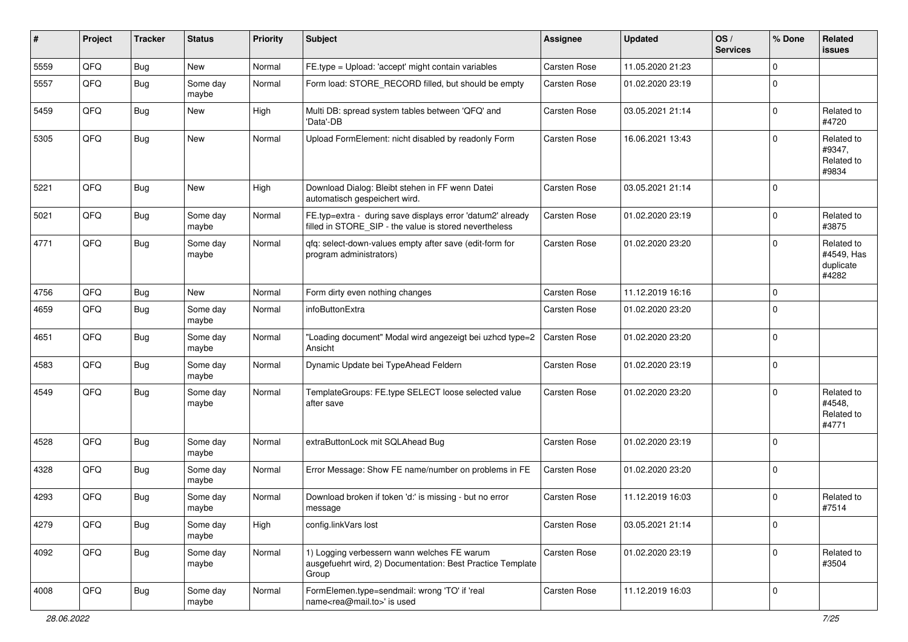| # | Project | Tracker | Status | Priority | Subject | Assignee | Updated | OS / Services | % Done | Related issues |
|---|---|---|---|---|---|---|---|---|---|---|
| 5559 | QFQ | Bug | New | Normal | FE.type = Upload: 'accept' might contain variables | Carsten Rose | 11.05.2020 21:23 | | 0 | |
| 5557 | QFQ | Bug | Some day maybe | Normal | Form load: STORE_RECORD filled, but should be empty | Carsten Rose | 01.02.2020 23:19 | | 0 | |
| 5459 | QFQ | Bug | New | High | Multi DB: spread system tables between 'QFQ' and 'Data'-DB | Carsten Rose | 03.05.2021 21:14 | | 0 | Related to #4720 |
| 5305 | QFQ | Bug | New | Normal | Upload FormElement: nicht disabled by readonly Form | Carsten Rose | 16.06.2021 13:43 | | 0 | Related to #9347, Related to #9834 |
| 5221 | QFQ | Bug | New | High | Download Dialog: Bleibt stehen in FF wenn Datei automatisch gespeichert wird. | Carsten Rose | 03.05.2021 21:14 | | 0 | |
| 5021 | QFQ | Bug | Some day maybe | Normal | FE.typ=extra - during save displays error 'datum2' already filled in STORE_SIP - the value is stored nevertheless | Carsten Rose | 01.02.2020 23:19 | | 0 | Related to #3875 |
| 4771 | QFQ | Bug | Some day maybe | Normal | qfq: select-down-values empty after save (edit-form for program administrators) | Carsten Rose | 01.02.2020 23:20 | | 0 | Related to #4549, Has duplicate #4282 |
| 4756 | QFQ | Bug | New | Normal | Form dirty even nothing changes | Carsten Rose | 11.12.2019 16:16 | | 0 | |
| 4659 | QFQ | Bug | Some day maybe | Normal | infoButtonExtra | Carsten Rose | 01.02.2020 23:20 | | 0 | |
| 4651 | QFQ | Bug | Some day maybe | Normal | "Loading document" Modal wird angezeigt bei uzhcd type=2 Ansicht | Carsten Rose | 01.02.2020 23:20 | | 0 | |
| 4583 | QFQ | Bug | Some day maybe | Normal | Dynamic Update bei TypeAhead Feldern | Carsten Rose | 01.02.2020 23:19 | | 0 | |
| 4549 | QFQ | Bug | Some day maybe | Normal | TemplateGroups: FE.type SELECT loose selected value after save | Carsten Rose | 01.02.2020 23:20 | | 0 | Related to #4548, Related to #4771 |
| 4528 | QFQ | Bug | Some day maybe | Normal | extraButtonLock mit SQLAhead Bug | Carsten Rose | 01.02.2020 23:19 | | 0 | |
| 4328 | QFQ | Bug | Some day maybe | Normal | Error Message: Show FE name/number on problems in FE | Carsten Rose | 01.02.2020 23:20 | | 0 | |
| 4293 | QFQ | Bug | Some day maybe | Normal | Download broken if token 'd:' is missing - but no error message | Carsten Rose | 11.12.2019 16:03 | | 0 | Related to #7514 |
| 4279 | QFQ | Bug | Some day maybe | High | config.linkVars lost | Carsten Rose | 03.05.2021 21:14 | | 0 | |
| 4092 | QFQ | Bug | Some day maybe | Normal | 1) Logging verbessern wann welches FE warum ausgefuehrt wird, 2) Documentation: Best Practice Template Group | Carsten Rose | 01.02.2020 23:19 | | 0 | Related to #3504 |
| 4008 | QFQ | Bug | Some day maybe | Normal | FormElemen.type=sendmail: wrong 'TO' if 'real name<rea@mail.to>' is used | Carsten Rose | 11.12.2019 16:03 | | 0 | |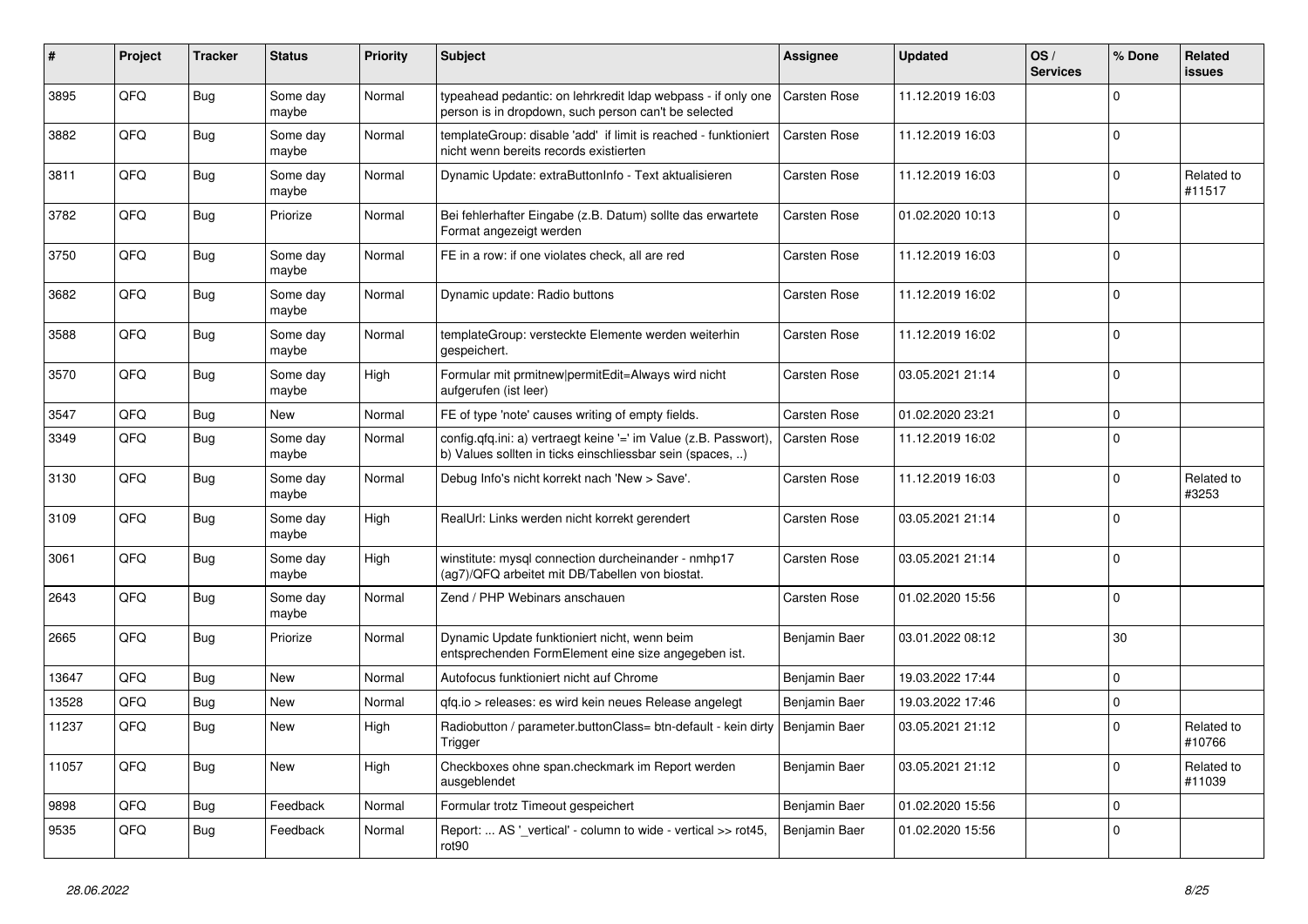| # | Project | Tracker | Status | Priority | Subject | Assignee | Updated | OS / Services | % Done | Related issues |
|---|---|---|---|---|---|---|---|---|---|---|
| 3895 | QFQ | Bug | Some day maybe | Normal | typeahead pedantic: on lehrkredit ldap webpass - if only one person is in dropdown, such person can't be selected | Carsten Rose | 11.12.2019 16:03 | | 0 | |
| 3882 | QFQ | Bug | Some day maybe | Normal | templateGroup: disable 'add' if limit is reached - funktioniert nicht wenn bereits records existierten | Carsten Rose | 11.12.2019 16:03 | | 0 | |
| 3811 | QFQ | Bug | Some day maybe | Normal | Dynamic Update: extraButtonInfo - Text aktualisieren | Carsten Rose | 11.12.2019 16:03 | | 0 | Related to #11517 |
| 3782 | QFQ | Bug | Priorize | Normal | Bei fehlerhafter Eingabe (z.B. Datum) sollte das erwartete Format angezeigt werden | Carsten Rose | 01.02.2020 10:13 | | 0 | |
| 3750 | QFQ | Bug | Some day maybe | Normal | FE in a row: if one violates check, all are red | Carsten Rose | 11.12.2019 16:03 | | 0 | |
| 3682 | QFQ | Bug | Some day maybe | Normal | Dynamic update: Radio buttons | Carsten Rose | 11.12.2019 16:02 | | 0 | |
| 3588 | QFQ | Bug | Some day maybe | Normal | templateGroup: versteckte Elemente werden weiterhin gespeichert. | Carsten Rose | 11.12.2019 16:02 | | 0 | |
| 3570 | QFQ | Bug | Some day maybe | High | Formular mit prmitnew\|permitEdit=Always wird nicht aufgerufen (ist leer) | Carsten Rose | 03.05.2021 21:14 | | 0 | |
| 3547 | QFQ | Bug | New | Normal | FE of type 'note' causes writing of empty fields. | Carsten Rose | 01.02.2020 23:21 | | 0 | |
| 3349 | QFQ | Bug | Some day maybe | Normal | config.qfq.ini: a) vertraegt keine '=' im Value (z.B. Passwort), b) Values sollten in ticks einschliessbar sein (spaces, ..) | Carsten Rose | 11.12.2019 16:02 | | 0 | |
| 3130 | QFQ | Bug | Some day maybe | Normal | Debug Info's nicht korrekt nach 'New > Save'. | Carsten Rose | 11.12.2019 16:03 | | 0 | Related to #3253 |
| 3109 | QFQ | Bug | Some day maybe | High | RealUrl: Links werden nicht korrekt gerendert | Carsten Rose | 03.05.2021 21:14 | | 0 | |
| 3061 | QFQ | Bug | Some day maybe | High | winstitute: mysql connection durcheinander - nmhp17 (ag7)/QFQ arbeitet mit DB/Tabellen von biostat. | Carsten Rose | 03.05.2021 21:14 | | 0 | |
| 2643 | QFQ | Bug | Some day maybe | Normal | Zend / PHP Webinars anschauen | Carsten Rose | 01.02.2020 15:56 | | 0 | |
| 2665 | QFQ | Bug | Priorize | Normal | Dynamic Update funktioniert nicht, wenn beim entsprechenden FormElement eine size angegeben ist. | Benjamin Baer | 03.01.2022 08:12 | | 30 | |
| 13647 | QFQ | Bug | New | Normal | Autofocus funktioniert nicht auf Chrome | Benjamin Baer | 19.03.2022 17:44 | | 0 | |
| 13528 | QFQ | Bug | New | Normal | qfq.io > releases: es wird kein neues Release angelegt | Benjamin Baer | 19.03.2022 17:46 | | 0 | |
| 11237 | QFQ | Bug | New | High | Radiobutton / parameter.buttonClass= btn-default - kein dirty Trigger | Benjamin Baer | 03.05.2021 21:12 | | 0 | Related to #10766 |
| 11057 | QFQ | Bug | New | High | Checkboxes ohne span.checkmark im Report werden ausgeblendet | Benjamin Baer | 03.05.2021 21:12 | | 0 | Related to #11039 |
| 9898 | QFQ | Bug | Feedback | Normal | Formular trotz Timeout gespeichert | Benjamin Baer | 01.02.2020 15:56 | | 0 | |
| 9535 | QFQ | Bug | Feedback | Normal | Report: ... AS '_vertical' - column to wide - vertical >> rot45, rot90 | Benjamin Baer | 01.02.2020 15:56 | | 0 | |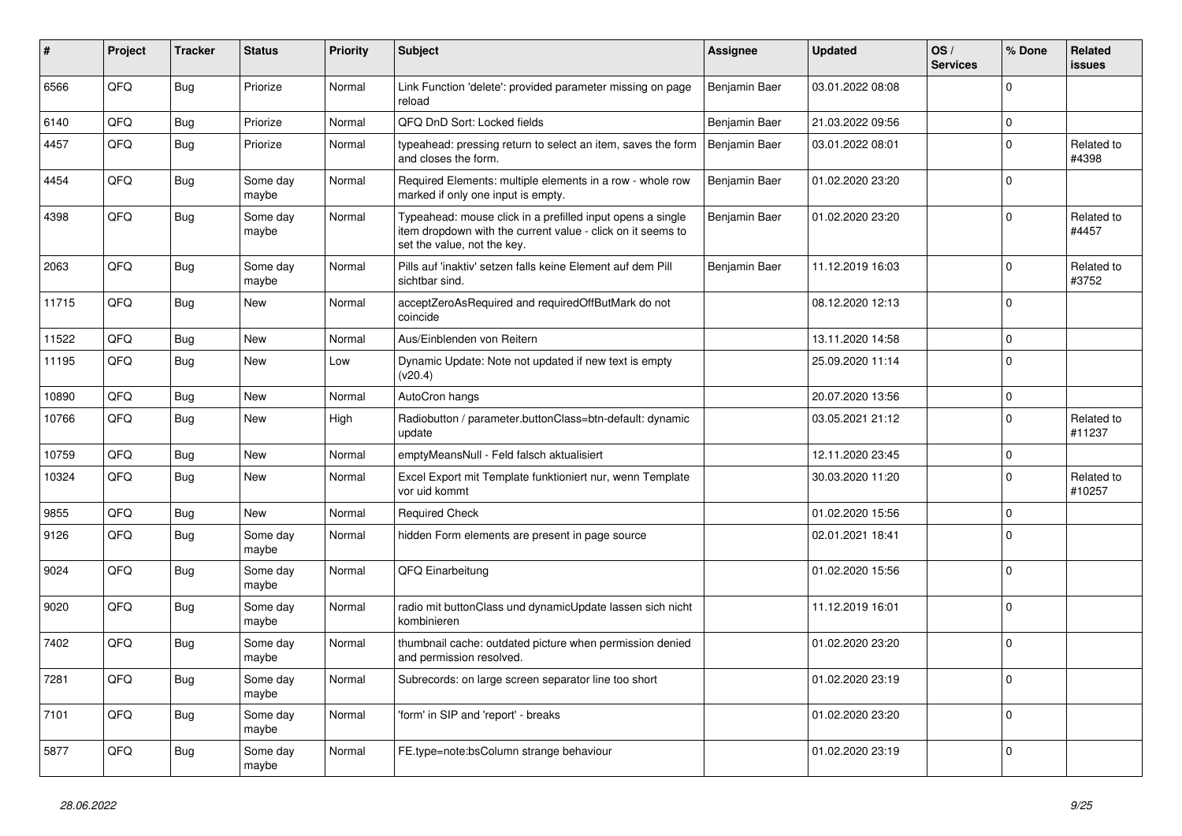| # | Project | Tracker | Status | Priority | Subject | Assignee | Updated | OS / Services | % Done | Related issues |
|---|---|---|---|---|---|---|---|---|---|---|
| 6566 | QFQ | Bug | Priorize | Normal | Link Function 'delete': provided parameter missing on page reload | Benjamin Baer | 03.01.2022 08:08 | | 0 | |
| 6140 | QFQ | Bug | Priorize | Normal | QFQ DnD Sort: Locked fields | Benjamin Baer | 21.03.2022 09:56 | | 0 | |
| 4457 | QFQ | Bug | Priorize | Normal | typeahead: pressing return to select an item, saves the form and closes the form. | Benjamin Baer | 03.01.2022 08:01 | | 0 | Related to #4398 |
| 4454 | QFQ | Bug | Some day maybe | Normal | Required Elements: multiple elements in a row - whole row marked if only one input is empty. | Benjamin Baer | 01.02.2020 23:20 | | 0 | |
| 4398 | QFQ | Bug | Some day maybe | Normal | Typeahead: mouse click in a prefilled input opens a single item dropdown with the current value - click on it seems to set the value, not the key. | Benjamin Baer | 01.02.2020 23:20 | | 0 | Related to #4457 |
| 2063 | QFQ | Bug | Some day maybe | Normal | Pills auf 'inaktiv' setzen falls keine Element auf dem Pill sichtbar sind. | Benjamin Baer | 11.12.2019 16:03 | | 0 | Related to #3752 |
| 11715 | QFQ | Bug | New | Normal | acceptZeroAsRequired and requiredOffButMark do not coincide | | 08.12.2020 12:13 | | 0 | |
| 11522 | QFQ | Bug | New | Normal | Aus/Einblenden von Reitern | | 13.11.2020 14:58 | | 0 | |
| 11195 | QFQ | Bug | New | Low | Dynamic Update: Note not updated if new text is empty (v20.4) | | 25.09.2020 11:14 | | 0 | |
| 10890 | QFQ | Bug | New | Normal | AutoCron hangs | | 20.07.2020 13:56 | | 0 | |
| 10766 | QFQ | Bug | New | High | Radiobutton / parameter.buttonClass=btn-default: dynamic update | | 03.05.2021 21:12 | | 0 | Related to #11237 |
| 10759 | QFQ | Bug | New | Normal | emptyMeansNull - Feld falsch aktualisiert | | 12.11.2020 23:45 | | 0 | |
| 10324 | QFQ | Bug | New | Normal | Excel Export mit Template funktioniert nur, wenn Template vor uid kommt | | 30.03.2020 11:20 | | 0 | Related to #10257 |
| 9855 | QFQ | Bug | New | Normal | Required Check | | 01.02.2020 15:56 | | 0 | |
| 9126 | QFQ | Bug | Some day maybe | Normal | hidden Form elements are present in page source | | 02.01.2021 18:41 | | 0 | |
| 9024 | QFQ | Bug | Some day maybe | Normal | QFQ Einarbeitung | | 01.02.2020 15:56 | | 0 | |
| 9020 | QFQ | Bug | Some day maybe | Normal | radio mit buttonClass und dynamicUpdate lassen sich nicht kombinieren | | 11.12.2019 16:01 | | 0 | |
| 7402 | QFQ | Bug | Some day maybe | Normal | thumbnail cache: outdated picture when permission denied and permission resolved. | | 01.02.2020 23:20 | | 0 | |
| 7281 | QFQ | Bug | Some day maybe | Normal | Subrecords: on large screen separator line too short | | 01.02.2020 23:19 | | 0 | |
| 7101 | QFQ | Bug | Some day maybe | Normal | 'form' in SIP and 'report' - breaks | | 01.02.2020 23:20 | | 0 | |
| 5877 | QFQ | Bug | Some day maybe | Normal | FE.type=note:bsColumn strange behaviour | | 01.02.2020 23:19 | | 0 | |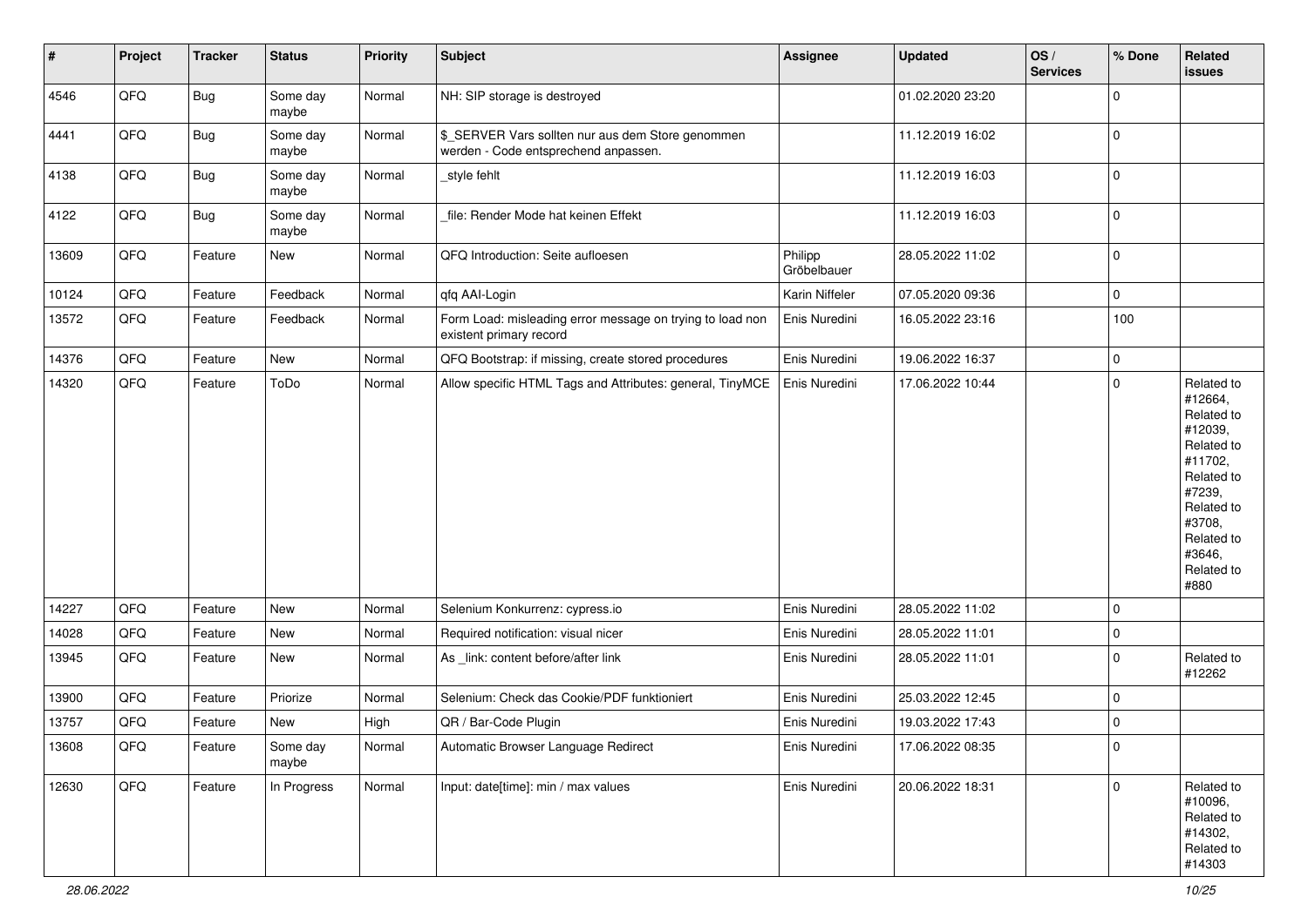| # | Project | Tracker | Status | Priority | Subject | Assignee | Updated | OS / Services | % Done | Related issues |
|---|---|---|---|---|---|---|---|---|---|---|
| 4546 | QFQ | Bug | Some day maybe | Normal | NH: SIP storage is destroyed | | 01.02.2020 23:20 | | 0 | |
| 4441 | QFQ | Bug | Some day maybe | Normal | $_SERVER Vars sollten nur aus dem Store genommen werden - Code entsprechend anpassen. | | 11.12.2019 16:02 | | 0 | |
| 4138 | QFQ | Bug | Some day maybe | Normal | _style fehlt | | 11.12.2019 16:03 | | 0 | |
| 4122 | QFQ | Bug | Some day maybe | Normal | _file: Render Mode hat keinen Effekt | | 11.12.2019 16:03 | | 0 | |
| 13609 | QFQ | Feature | New | Normal | QFQ Introduction: Seite aufloesen | Philipp Gröbelbauer | 28.05.2022 11:02 | | 0 | |
| 10124 | QFQ | Feature | Feedback | Normal | qfq AAI-Login | Karin Niffeler | 07.05.2020 09:36 | | 0 | |
| 13572 | QFQ | Feature | Feedback | Normal | Form Load: misleading error message on trying to load non existent primary record | Enis Nuredini | 16.05.2022 23:16 | | 100 | |
| 14376 | QFQ | Feature | New | Normal | QFQ Bootstrap: if missing, create stored procedures | Enis Nuredini | 19.06.2022 16:37 | | 0 | |
| 14320 | QFQ | Feature | ToDo | Normal | Allow specific HTML Tags and Attributes: general, TinyMCE | Enis Nuredini | 17.06.2022 10:44 | | 0 | Related to #12664, Related to #12039, Related to #11702, Related to #7239, Related to #3708, Related to #3646, Related to #880 |
| 14227 | QFQ | Feature | New | Normal | Selenium Konkurrenz: cypress.io | Enis Nuredini | 28.05.2022 11:02 | | 0 | |
| 14028 | QFQ | Feature | New | Normal | Required notification: visual nicer | Enis Nuredini | 28.05.2022 11:01 | | 0 | |
| 13945 | QFQ | Feature | New | Normal | As _link: content before/after link | Enis Nuredini | 28.05.2022 11:01 | | 0 | Related to #12262 |
| 13900 | QFQ | Feature | Priorize | Normal | Selenium: Check das Cookie/PDF funktioniert | Enis Nuredini | 25.03.2022 12:45 | | 0 | |
| 13757 | QFQ | Feature | New | High | QR / Bar-Code Plugin | Enis Nuredini | 19.03.2022 17:43 | | 0 | |
| 13608 | QFQ | Feature | Some day maybe | Normal | Automatic Browser Language Redirect | Enis Nuredini | 17.06.2022 08:35 | | 0 | |
| 12630 | QFQ | Feature | In Progress | Normal | Input: date[time]: min / max values | Enis Nuredini | 20.06.2022 18:31 | | 0 | Related to #10096, Related to #14302, Related to #14303 |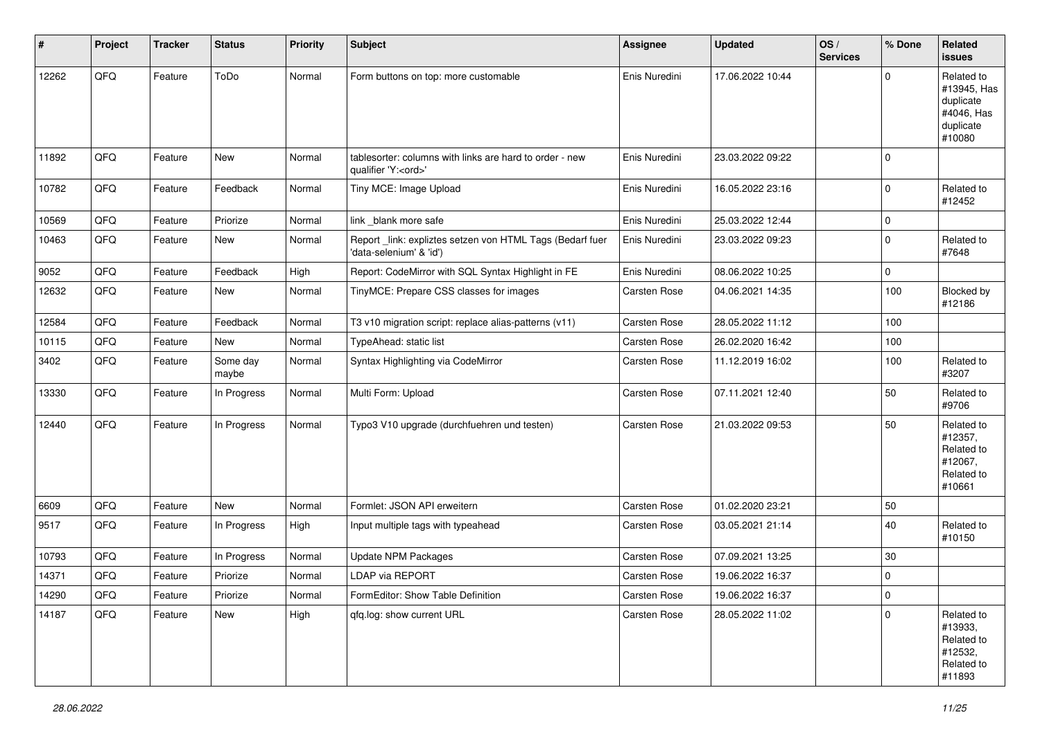| # | Project | Tracker | Status | Priority | Subject | Assignee | Updated | OS / Services | % Done | Related issues |
|---|---|---|---|---|---|---|---|---|---|---|
| 12262 | QFQ | Feature | ToDo | Normal | Form buttons on top: more customable | Enis Nuredini | 17.06.2022 10:44 | | 0 | Related to #13945, Has duplicate #4046, Has duplicate #10080 |
| 11892 | QFQ | Feature | New | Normal | tablesorter: columns with links are hard to order - new qualifier 'Y:<ord>' | Enis Nuredini | 23.03.2022 09:22 | | 0 | |
| 10782 | QFQ | Feature | Feedback | Normal | Tiny MCE: Image Upload | Enis Nuredini | 16.05.2022 23:16 | | 0 | Related to #12452 |
| 10569 | QFQ | Feature | Priorize | Normal | link _blank more safe | Enis Nuredini | 25.03.2022 12:44 | | 0 | |
| 10463 | QFQ | Feature | New | Normal | Report _link: expliztes setzen von HTML Tags (Bedarf fuer 'data-selenium' & 'id') | Enis Nuredini | 23.03.2022 09:23 | | 0 | Related to #7648 |
| 9052 | QFQ | Feature | Feedback | High | Report: CodeMirror with SQL Syntax Highlight in FE | Enis Nuredini | 08.06.2022 10:25 | | 0 | |
| 12632 | QFQ | Feature | New | Normal | TinyMCE: Prepare CSS classes for images | Carsten Rose | 04.06.2021 14:35 | | 100 | Blocked by #12186 |
| 12584 | QFQ | Feature | Feedback | Normal | T3 v10 migration script: replace alias-patterns (v11) | Carsten Rose | 28.05.2022 11:12 | | 100 | |
| 10115 | QFQ | Feature | New | Normal | TypeAhead: static list | Carsten Rose | 26.02.2020 16:42 | | 100 | |
| 3402 | QFQ | Feature | Some day maybe | Normal | Syntax Highlighting via CodeMirror | Carsten Rose | 11.12.2019 16:02 | | 100 | Related to #3207 |
| 13330 | QFQ | Feature | In Progress | Normal | Multi Form: Upload | Carsten Rose | 07.11.2021 12:40 | | 50 | Related to #9706 |
| 12440 | QFQ | Feature | In Progress | Normal | Typo3 V10 upgrade (durchfuehren und testen) | Carsten Rose | 21.03.2022 09:53 | | 50 | Related to #12357, Related to #12067, Related to #10661 |
| 6609 | QFQ | Feature | New | Normal | Formlet: JSON API erweitern | Carsten Rose | 01.02.2020 23:21 | | 50 | |
| 9517 | QFQ | Feature | In Progress | High | Input multiple tags with typeahead | Carsten Rose | 03.05.2021 21:14 | | 40 | Related to #10150 |
| 10793 | QFQ | Feature | In Progress | Normal | Update NPM Packages | Carsten Rose | 07.09.2021 13:25 | | 30 | |
| 14371 | QFQ | Feature | Priorize | Normal | LDAP via REPORT | Carsten Rose | 19.06.2022 16:37 | | 0 | |
| 14290 | QFQ | Feature | Priorize | Normal | FormEditor: Show Table Definition | Carsten Rose | 19.06.2022 16:37 | | 0 | |
| 14187 | QFQ | Feature | New | High | qfq.log: show current URL | Carsten Rose | 28.05.2022 11:02 | | 0 | Related to #13933, Related to #12532, Related to #11893 |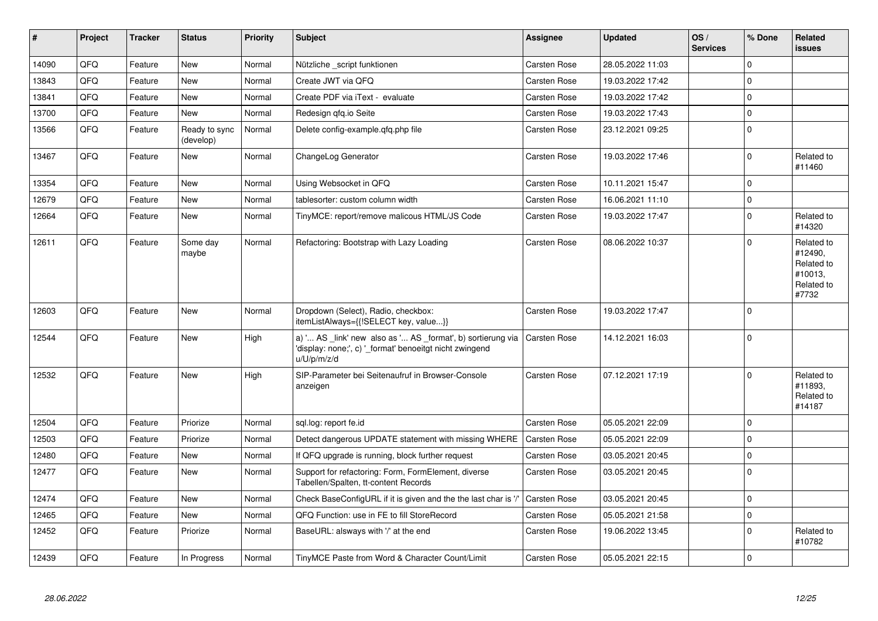| # | Project | Tracker | Status | Priority | Subject | Assignee | Updated | OS / Services | % Done | Related issues |
|---|---|---|---|---|---|---|---|---|---|---|
| 14090 | QFQ | Feature | New | Normal | Nützliche _script funktionen | Carsten Rose | 28.05.2022 11:03 | | 0 | |
| 13843 | QFQ | Feature | New | Normal | Create JWT via QFQ | Carsten Rose | 19.03.2022 17:42 | | 0 | |
| 13841 | QFQ | Feature | New | Normal | Create PDF via iText - evaluate | Carsten Rose | 19.03.2022 17:42 | | 0 | |
| 13700 | QFQ | Feature | New | Normal | Redesign qfq.io Seite | Carsten Rose | 19.03.2022 17:43 | | 0 | |
| 13566 | QFQ | Feature | Ready to sync (develop) | Normal | Delete config-example.qfq.php file | Carsten Rose | 23.12.2021 09:25 | | 0 | |
| 13467 | QFQ | Feature | New | Normal | ChangeLog Generator | Carsten Rose | 19.03.2022 17:46 | | 0 | Related to #11460 |
| 13354 | QFQ | Feature | New | Normal | Using Websocket in QFQ | Carsten Rose | 10.11.2021 15:47 | | 0 | |
| 12679 | QFQ | Feature | New | Normal | tablesorter: custom column width | Carsten Rose | 16.06.2021 11:10 | | 0 | |
| 12664 | QFQ | Feature | New | Normal | TinyMCE: report/remove malicous HTML/JS Code | Carsten Rose | 19.03.2022 17:47 | | 0 | Related to #14320 |
| 12611 | QFQ | Feature | Some day maybe | Normal | Refactoring: Bootstrap with Lazy Loading | Carsten Rose | 08.06.2022 10:37 | | 0 | Related to #12490, Related to #10013, Related to #7732 |
| 12603 | QFQ | Feature | New | Normal | Dropdown (Select), Radio, checkbox: itemListAlways={{!SELECT key, value...}} | Carsten Rose | 19.03.2022 17:47 | | 0 | |
| 12544 | QFQ | Feature | New | High | a) '... AS _link' new also as '... AS _format', b) sortierung via 'display: none;', c) '_format' benoeitgt nicht zwingend u/U/p/m/z/d | Carsten Rose | 14.12.2021 16:03 | | 0 | |
| 12532 | QFQ | Feature | New | High | SIP-Parameter bei Seitenaufruf in Browser-Console anzeigen | Carsten Rose | 07.12.2021 17:19 | | 0 | Related to #11893, Related to #14187 |
| 12504 | QFQ | Feature | Priorize | Normal | sql.log: report fe.id | Carsten Rose | 05.05.2021 22:09 | | 0 | |
| 12503 | QFQ | Feature | Priorize | Normal | Detect dangerous UPDATE statement with missing WHERE | Carsten Rose | 05.05.2021 22:09 | | 0 | |
| 12480 | QFQ | Feature | New | Normal | If QFQ upgrade is running, block further request | Carsten Rose | 03.05.2021 20:45 | | 0 | |
| 12477 | QFQ | Feature | New | Normal | Support for refactoring: Form, FormElement, diverse Tabellen/Spalten, tt-content Records | Carsten Rose | 03.05.2021 20:45 | | 0 | |
| 12474 | QFQ | Feature | New | Normal | Check BaseConfigURL if it is given and the the last char is '/' | Carsten Rose | 03.05.2021 20:45 | | 0 | |
| 12465 | QFQ | Feature | New | Normal | QFQ Function: use in FE to fill StoreRecord | Carsten Rose | 05.05.2021 21:58 | | 0 | |
| 12452 | QFQ | Feature | Priorize | Normal | BaseURL: alsways with '/' at the end | Carsten Rose | 19.06.2022 13:45 | | 0 | Related to #10782 |
| 12439 | QFQ | Feature | In Progress | Normal | TinyMCE Paste from Word & Character Count/Limit | Carsten Rose | 05.05.2021 22:15 | | 0 | |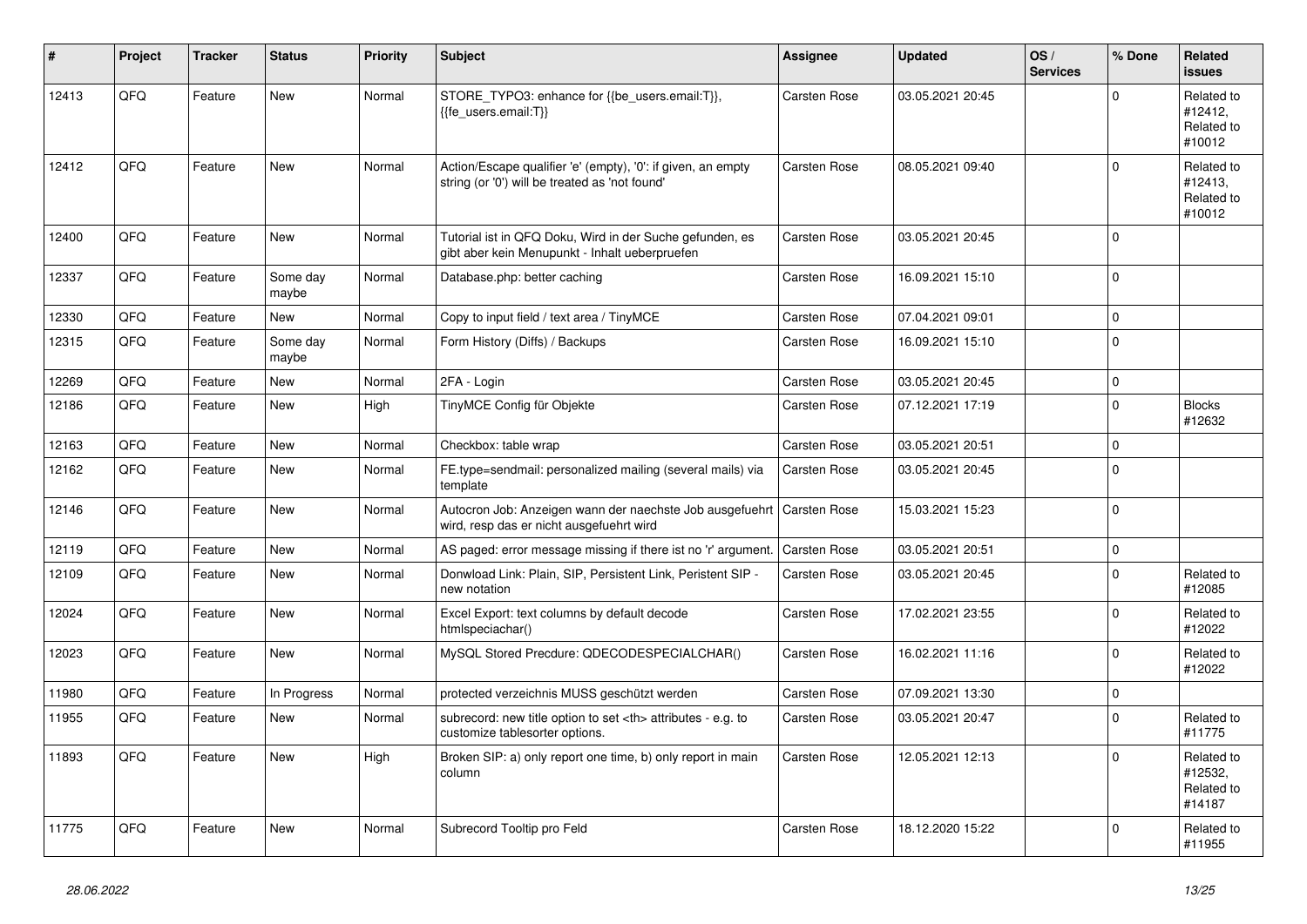| # | Project | Tracker | Status | Priority | Subject | Assignee | Updated | OS / Services | % Done | Related issues |
|---|---|---|---|---|---|---|---|---|---|---|
| 12413 | QFQ | Feature | New | Normal | STORE_TYPO3: enhance for {{be_users.email:T}}, {{fe_users.email:T}} | Carsten Rose | 03.05.2021 20:45 | | 0 | Related to #12412, Related to #10012 |
| 12412 | QFQ | Feature | New | Normal | Action/Escape qualifier 'e' (empty), '0': if given, an empty string (or '0') will be treated as 'not found' | Carsten Rose | 08.05.2021 09:40 | | 0 | Related to #12413, Related to #10012 |
| 12400 | QFQ | Feature | New | Normal | Tutorial ist in QFQ Doku, Wird in der Suche gefunden, es gibt aber kein Menupunkt - Inhalt ueberpruefen | Carsten Rose | 03.05.2021 20:45 | | 0 | |
| 12337 | QFQ | Feature | Some day maybe | Normal | Database.php: better caching | Carsten Rose | 16.09.2021 15:10 | | 0 | |
| 12330 | QFQ | Feature | New | Normal | Copy to input field / text area / TinyMCE | Carsten Rose | 07.04.2021 09:01 | | 0 | |
| 12315 | QFQ | Feature | Some day maybe | Normal | Form History (Diffs) / Backups | Carsten Rose | 16.09.2021 15:10 | | 0 | |
| 12269 | QFQ | Feature | New | Normal | 2FA - Login | Carsten Rose | 03.05.2021 20:45 | | 0 | |
| 12186 | QFQ | Feature | New | High | TinyMCE Config für Objekte | Carsten Rose | 07.12.2021 17:19 | | 0 | Blocks #12632 |
| 12163 | QFQ | Feature | New | Normal | Checkbox: table wrap | Carsten Rose | 03.05.2021 20:51 | | 0 | |
| 12162 | QFQ | Feature | New | Normal | FE.type=sendmail: personalized mailing (several mails) via template | Carsten Rose | 03.05.2021 20:45 | | 0 | |
| 12146 | QFQ | Feature | New | Normal | Autocron Job: Anzeigen wann der naechste Job ausgefuehrt wird, resp das er nicht ausgefuehrt wird | Carsten Rose | 15.03.2021 15:23 | | 0 | |
| 12119 | QFQ | Feature | New | Normal | AS paged: error message missing if there ist no 'r' argument. | Carsten Rose | 03.05.2021 20:51 | | 0 | |
| 12109 | QFQ | Feature | New | Normal | Donwload Link: Plain, SIP, Persistent Link, Peristent SIP - new notation | Carsten Rose | 03.05.2021 20:45 | | 0 | Related to #12085 |
| 12024 | QFQ | Feature | New | Normal | Excel Export: text columns by default decode htmlspeciachar() | Carsten Rose | 17.02.2021 23:55 | | 0 | Related to #12022 |
| 12023 | QFQ | Feature | New | Normal | MySQL Stored Precdure: QDECODESPECIALCHAR() | Carsten Rose | 16.02.2021 11:16 | | 0 | Related to #12022 |
| 11980 | QFQ | Feature | In Progress | Normal | protected verzeichnis MUSS geschützt werden | Carsten Rose | 07.09.2021 13:30 | | 0 | |
| 11955 | QFQ | Feature | New | Normal | subrecord: new title option to set <th> attributes - e.g. to customize tablesorter options. | Carsten Rose | 03.05.2021 20:47 | | 0 | Related to #11775 |
| 11893 | QFQ | Feature | New | High | Broken SIP: a) only report one time, b) only report in main column | Carsten Rose | 12.05.2021 12:13 | | 0 | Related to #12532, Related to #14187 |
| 11775 | QFQ | Feature | New | Normal | Subrecord Tooltip pro Feld | Carsten Rose | 18.12.2020 15:22 | | 0 | Related to #11955 |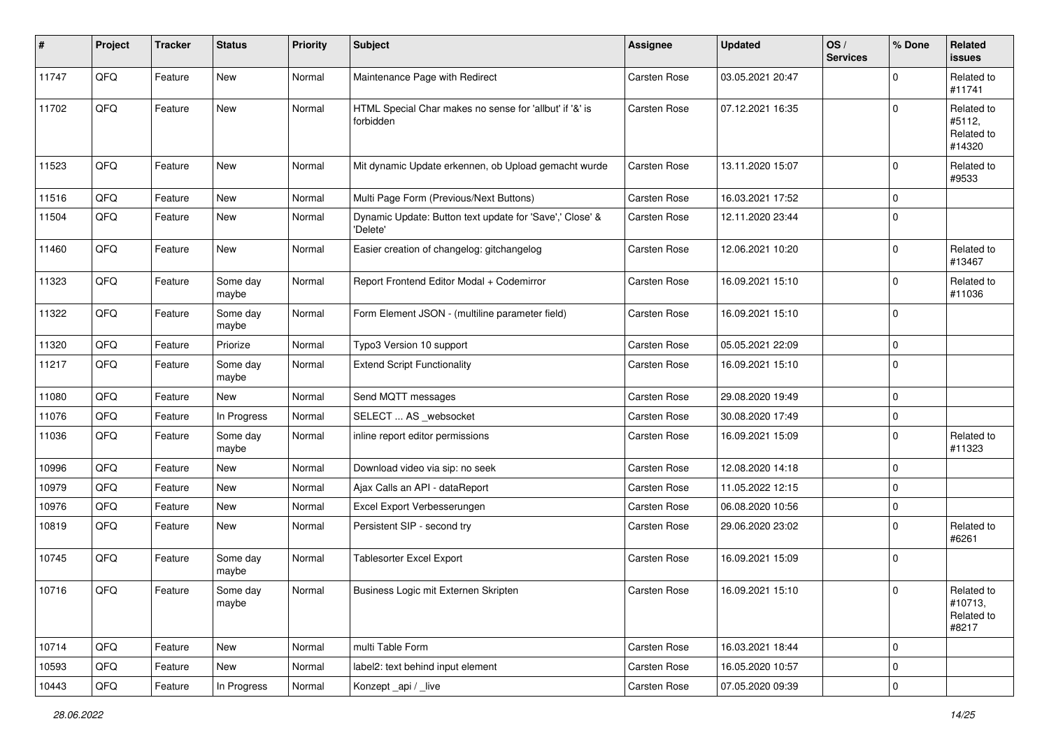| # | Project | Tracker | Status | Priority | Subject | Assignee | Updated | OS / Services | % Done | Related issues |
|---|---|---|---|---|---|---|---|---|---|---|
| 11747 | QFQ | Feature | New | Normal | Maintenance Page with Redirect | Carsten Rose | 03.05.2021 20:47 | | 0 | Related to #11741 |
| 11702 | QFQ | Feature | New | Normal | HTML Special Char makes no sense for 'allbut' if '&' is forbidden | Carsten Rose | 07.12.2021 16:35 | | 0 | Related to #5112, Related to #14320 |
| 11523 | QFQ | Feature | New | Normal | Mit dynamic Update erkennen, ob Upload gemacht wurde | Carsten Rose | 13.11.2020 15:07 | | 0 | Related to #9533 |
| 11516 | QFQ | Feature | New | Normal | Multi Page Form (Previous/Next Buttons) | Carsten Rose | 16.03.2021 17:52 | | 0 | |
| 11504 | QFQ | Feature | New | Normal | Dynamic Update: Button text update for 'Save',' Close' & 'Delete' | Carsten Rose | 12.11.2020 23:44 | | 0 | |
| 11460 | QFQ | Feature | New | Normal | Easier creation of changelog: gitchangelog | Carsten Rose | 12.06.2021 10:20 | | 0 | Related to #13467 |
| 11323 | QFQ | Feature | Some day maybe | Normal | Report Frontend Editor Modal + Codemirror | Carsten Rose | 16.09.2021 15:10 | | 0 | Related to #11036 |
| 11322 | QFQ | Feature | Some day maybe | Normal | Form Element JSON - (multiline parameter field) | Carsten Rose | 16.09.2021 15:10 | | 0 | |
| 11320 | QFQ | Feature | Priorize | Normal | Typo3 Version 10 support | Carsten Rose | 05.05.2021 22:09 | | 0 | |
| 11217 | QFQ | Feature | Some day maybe | Normal | Extend Script Functionality | Carsten Rose | 16.09.2021 15:10 | | 0 | |
| 11080 | QFQ | Feature | New | Normal | Send MQTT messages | Carsten Rose | 29.08.2020 19:49 | | 0 | |
| 11076 | QFQ | Feature | In Progress | Normal | SELECT ... AS _websocket | Carsten Rose | 30.08.2020 17:49 | | 0 | |
| 11036 | QFQ | Feature | Some day maybe | Normal | inline report editor permissions | Carsten Rose | 16.09.2021 15:09 | | 0 | Related to #11323 |
| 10996 | QFQ | Feature | New | Normal | Download video via sip: no seek | Carsten Rose | 12.08.2020 14:18 | | 0 | |
| 10979 | QFQ | Feature | New | Normal | Ajax Calls an API - dataReport | Carsten Rose | 11.05.2022 12:15 | | 0 | |
| 10976 | QFQ | Feature | New | Normal | Excel Export Verbesserungen | Carsten Rose | 06.08.2020 10:56 | | 0 | |
| 10819 | QFQ | Feature | New | Normal | Persistent SIP - second try | Carsten Rose | 29.06.2020 23:02 | | 0 | Related to #6261 |
| 10745 | QFQ | Feature | Some day maybe | Normal | Tablesorter Excel Export | Carsten Rose | 16.09.2021 15:09 | | 0 | |
| 10716 | QFQ | Feature | Some day maybe | Normal | Business Logic mit Externen Skripten | Carsten Rose | 16.09.2021 15:10 | | 0 | Related to #10713, Related to #8217 |
| 10714 | QFQ | Feature | New | Normal | multi Table Form | Carsten Rose | 16.03.2021 18:44 | | 0 | |
| 10593 | QFQ | Feature | New | Normal | label2: text behind input element | Carsten Rose | 16.05.2020 10:57 | | 0 | |
| 10443 | QFQ | Feature | In Progress | Normal | Konzept _api / _live | Carsten Rose | 07.05.2020 09:39 | | 0 | |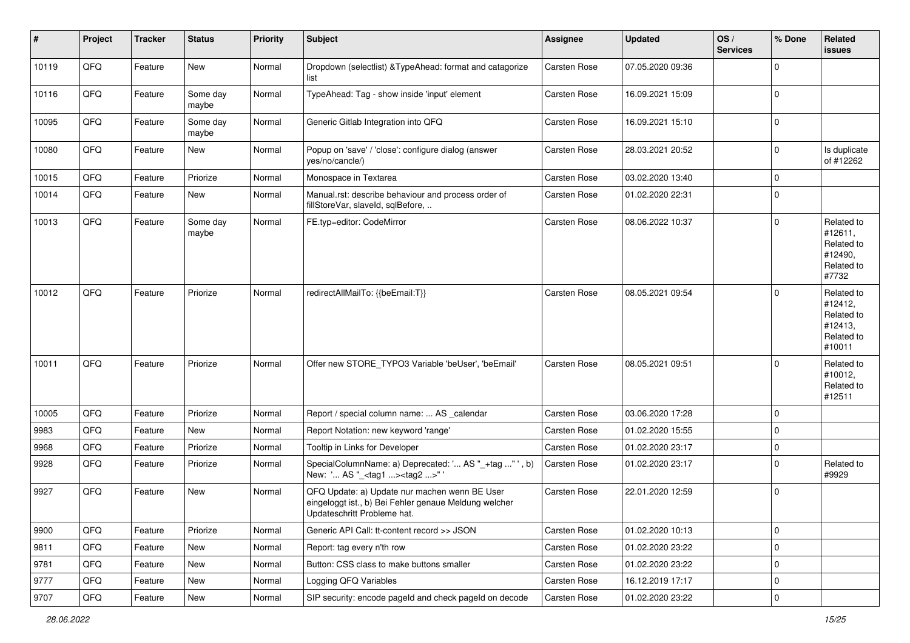| # | Project | Tracker | Status | Priority | Subject | Assignee | Updated | OS / Services | % Done | Related issues |
|---|---|---|---|---|---|---|---|---|---|---|
| 10119 | QFQ | Feature | New | Normal | Dropdown (selectlist) &TypeAhead: format and catagorize list | Carsten Rose | 07.05.2020 09:36 | | 0 | |
| 10116 | QFQ | Feature | Some day maybe | Normal | TypeAhead: Tag - show inside 'input' element | Carsten Rose | 16.09.2021 15:09 | | 0 | |
| 10095 | QFQ | Feature | Some day maybe | Normal | Generic Gitlab Integration into QFQ | Carsten Rose | 16.09.2021 15:10 | | 0 | |
| 10080 | QFQ | Feature | New | Normal | Popup on 'save' / 'close': configure dialog (answer yes/no/cancle/) | Carsten Rose | 28.03.2021 20:52 | | 0 | Is duplicate of #12262 |
| 10015 | QFQ | Feature | Priorize | Normal | Monospace in Textarea | Carsten Rose | 03.02.2020 13:40 | | 0 | |
| 10014 | QFQ | Feature | New | Normal | Manual.rst: describe behaviour and process order of fillStoreVar, slaveId, sqlBefore, .. | Carsten Rose | 01.02.2020 22:31 | | 0 | |
| 10013 | QFQ | Feature | Some day maybe | Normal | FE.typ=editor: CodeMirror | Carsten Rose | 08.06.2022 10:37 | | 0 | Related to #12611, Related to #12490, Related to #7732 |
| 10012 | QFQ | Feature | Priorize | Normal | redirectAllMailTo: {{beEmail:T}} | Carsten Rose | 08.05.2021 09:54 | | 0 | Related to #12412, Related to #12413, Related to #10011 |
| 10011 | QFQ | Feature | Priorize | Normal | Offer new STORE_TYPO3 Variable 'beUser', 'beEmail' | Carsten Rose | 08.05.2021 09:51 | | 0 | Related to #10012, Related to #12511 |
| 10005 | QFQ | Feature | Priorize | Normal | Report / special column name: ... AS _calendar | Carsten Rose | 03.06.2020 17:28 | | 0 | |
| 9983 | QFQ | Feature | New | Normal | Report Notation: new keyword 'range' | Carsten Rose | 01.02.2020 15:55 | | 0 | |
| 9968 | QFQ | Feature | Priorize | Normal | Tooltip in Links for Developer | Carsten Rose | 01.02.2020 23:17 | | 0 | |
| 9928 | QFQ | Feature | Priorize | Normal | SpecialColumnName: a) Deprecated: '... AS "_+tag ..." ', b) New: '... AS "_<tag1 ...><tag2 ...>" ' | Carsten Rose | 01.02.2020 23:17 | | 0 | Related to #9929 |
| 9927 | QFQ | Feature | New | Normal | QFQ Update: a) Update nur machen wenn BE User eingeloggt ist., b) Bei Fehler genaue Meldung welcher Updateschritt Probleme hat. | Carsten Rose | 22.01.2020 12:59 | | 0 | |
| 9900 | QFQ | Feature | Priorize | Normal | Generic API Call: tt-content record >> JSON | Carsten Rose | 01.02.2020 10:13 | | 0 | |
| 9811 | QFQ | Feature | New | Normal | Report: tag every n'th row | Carsten Rose | 01.02.2020 23:22 | | 0 | |
| 9781 | QFQ | Feature | New | Normal | Button: CSS class to make buttons smaller | Carsten Rose | 01.02.2020 23:22 | | 0 | |
| 9777 | QFQ | Feature | New | Normal | Logging QFQ Variables | Carsten Rose | 16.12.2019 17:17 | | 0 | |
| 9707 | QFQ | Feature | New | Normal | SIP security: encode pageId and check pageId on decode | Carsten Rose | 01.02.2020 23:22 | | 0 | |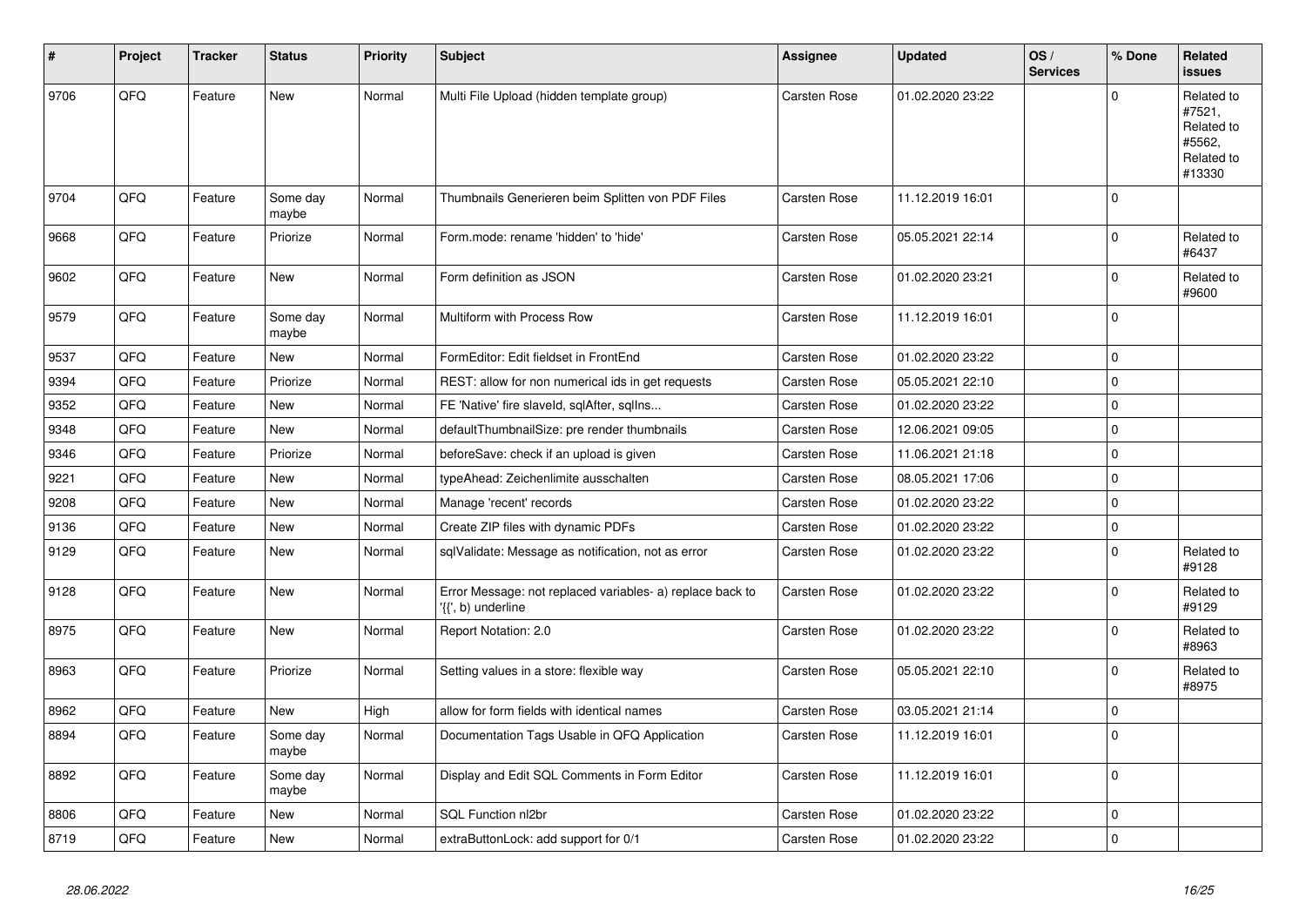| # | Project | Tracker | Status | Priority | Subject | Assignee | Updated | OS / Services | % Done | Related issues |
|---|---|---|---|---|---|---|---|---|---|---|
| 9706 | QFQ | Feature | New | Normal | Multi File Upload (hidden template group) | Carsten Rose | 01.02.2020 23:22 | | 0 | Related to #7521, Related to #5562, Related to #13330 |
| 9704 | QFQ | Feature | Some day maybe | Normal | Thumbnails Generieren beim Splitten von PDF Files | Carsten Rose | 11.12.2019 16:01 | | 0 | |
| 9668 | QFQ | Feature | Priorize | Normal | Form.mode: rename 'hidden' to 'hide' | Carsten Rose | 05.05.2021 22:14 | | 0 | Related to #6437 |
| 9602 | QFQ | Feature | New | Normal | Form definition as JSON | Carsten Rose | 01.02.2020 23:21 | | 0 | Related to #9600 |
| 9579 | QFQ | Feature | Some day maybe | Normal | Multiform with Process Row | Carsten Rose | 11.12.2019 16:01 | | 0 | |
| 9537 | QFQ | Feature | New | Normal | FormEditor: Edit fieldset in FrontEnd | Carsten Rose | 01.02.2020 23:22 | | 0 | |
| 9394 | QFQ | Feature | Priorize | Normal | REST: allow for non numerical ids in get requests | Carsten Rose | 05.05.2021 22:10 | | 0 | |
| 9352 | QFQ | Feature | New | Normal | FE 'Native' fire slaveId, sqlAfter, sqlIns... | Carsten Rose | 01.02.2020 23:22 | | 0 | |
| 9348 | QFQ | Feature | New | Normal | defaultThumbnailSize: pre render thumbnails | Carsten Rose | 12.06.2021 09:05 | | 0 | |
| 9346 | QFQ | Feature | Priorize | Normal | beforeSave: check if an upload is given | Carsten Rose | 11.06.2021 21:18 | | 0 | |
| 9221 | QFQ | Feature | New | Normal | typeAhead: Zeichenlimite ausschalten | Carsten Rose | 08.05.2021 17:06 | | 0 | |
| 9208 | QFQ | Feature | New | Normal | Manage 'recent' records | Carsten Rose | 01.02.2020 23:22 | | 0 | |
| 9136 | QFQ | Feature | New | Normal | Create ZIP files with dynamic PDFs | Carsten Rose | 01.02.2020 23:22 | | 0 | |
| 9129 | QFQ | Feature | New | Normal | sqlValidate: Message as notification, not as error | Carsten Rose | 01.02.2020 23:22 | | 0 | Related to #9128 |
| 9128 | QFQ | Feature | New | Normal | Error Message: not replaced variables- a) replace back to '{{', b) underline | Carsten Rose | 01.02.2020 23:22 | | 0 | Related to #9129 |
| 8975 | QFQ | Feature | New | Normal | Report Notation: 2.0 | Carsten Rose | 01.02.2020 23:22 | | 0 | Related to #8963 |
| 8963 | QFQ | Feature | Priorize | Normal | Setting values in a store: flexible way | Carsten Rose | 05.05.2021 22:10 | | 0 | Related to #8975 |
| 8962 | QFQ | Feature | New | High | allow for form fields with identical names | Carsten Rose | 03.05.2021 21:14 | | 0 | |
| 8894 | QFQ | Feature | Some day maybe | Normal | Documentation Tags Usable in QFQ Application | Carsten Rose | 11.12.2019 16:01 | | 0 | |
| 8892 | QFQ | Feature | Some day maybe | Normal | Display and Edit SQL Comments in Form Editor | Carsten Rose | 11.12.2019 16:01 | | 0 | |
| 8806 | QFQ | Feature | New | Normal | SQL Function nl2br | Carsten Rose | 01.02.2020 23:22 | | 0 | |
| 8719 | QFQ | Feature | New | Normal | extraButtonLock: add support for 0/1 | Carsten Rose | 01.02.2020 23:22 | | 0 | |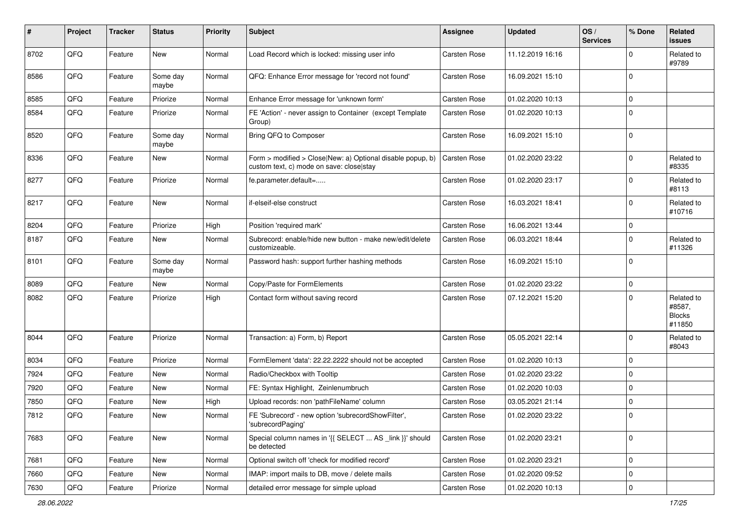| # | Project | Tracker | Status | Priority | Subject | Assignee | Updated | OS / Services | % Done | Related issues |
|---|---|---|---|---|---|---|---|---|---|---|
| 8702 | QFQ | Feature | New | Normal | Load Record which is locked: missing user info | Carsten Rose | 11.12.2019 16:16 | | 0 | Related to #9789 |
| 8586 | QFQ | Feature | Some day maybe | Normal | QFQ: Enhance Error message for 'record not found' | Carsten Rose | 16.09.2021 15:10 | | 0 | |
| 8585 | QFQ | Feature | Priorize | Normal | Enhance Error message for 'unknown form' | Carsten Rose | 01.02.2020 10:13 | | 0 | |
| 8584 | QFQ | Feature | Priorize | Normal | FE 'Action' - never assign to Container (except Template Group) | Carsten Rose | 01.02.2020 10:13 | | 0 | |
| 8520 | QFQ | Feature | Some day maybe | Normal | Bring QFQ to Composer | Carsten Rose | 16.09.2021 15:10 | | 0 | |
| 8336 | QFQ | Feature | New | Normal | Form > modified > Close\|New: a) Optional disable popup, b) custom text, c) mode on save: close\|stay | Carsten Rose | 01.02.2020 23:22 | | 0 | Related to #8335 |
| 8277 | QFQ | Feature | Priorize | Normal | fe.parameter.default=..... | Carsten Rose | 01.02.2020 23:17 | | 0 | Related to #8113 |
| 8217 | QFQ | Feature | New | Normal | if-elseif-else construct | Carsten Rose | 16.03.2021 18:41 | | 0 | Related to #10716 |
| 8204 | QFQ | Feature | Priorize | High | Position 'required mark' | Carsten Rose | 16.06.2021 13:44 | | 0 | |
| 8187 | QFQ | Feature | New | Normal | Subrecord: enable/hide new button - make new/edit/delete customizeable. | Carsten Rose | 06.03.2021 18:44 | | 0 | Related to #11326 |
| 8101 | QFQ | Feature | Some day maybe | Normal | Password hash: support further hashing methods | Carsten Rose | 16.09.2021 15:10 | | 0 | |
| 8089 | QFQ | Feature | New | Normal | Copy/Paste for FormElements | Carsten Rose | 01.02.2020 23:22 | | 0 | |
| 8082 | QFQ | Feature | Priorize | High | Contact form without saving record | Carsten Rose | 07.12.2021 15:20 | | 0 | Related to #8587, Blocks #11850 |
| 8044 | QFQ | Feature | Priorize | Normal | Transaction: a) Form, b) Report | Carsten Rose | 05.05.2021 22:14 | | 0 | Related to #8043 |
| 8034 | QFQ | Feature | Priorize | Normal | FormElement 'data': 22.22.2222 should not be accepted | Carsten Rose | 01.02.2020 10:13 | | 0 | |
| 7924 | QFQ | Feature | New | Normal | Radio/Checkbox with Tooltip | Carsten Rose | 01.02.2020 23:22 | | 0 | |
| 7920 | QFQ | Feature | New | Normal | FE: Syntax Highlight, Zeinlenumbruch | Carsten Rose | 01.02.2020 10:03 | | 0 | |
| 7850 | QFQ | Feature | New | High | Upload records: non 'pathFileName' column | Carsten Rose | 03.05.2021 21:14 | | 0 | |
| 7812 | QFQ | Feature | New | Normal | FE 'Subrecord' - new option 'subrecordShowFilter', 'subrecordPaging' | Carsten Rose | 01.02.2020 23:22 | | 0 | |
| 7683 | QFQ | Feature | New | Normal | Special column names in '{{ SELECT ... AS _link }}' should be detected | Carsten Rose | 01.02.2020 23:21 | | 0 | |
| 7681 | QFQ | Feature | New | Normal | Optional switch off 'check for modified record' | Carsten Rose | 01.02.2020 23:21 | | 0 | |
| 7660 | QFQ | Feature | New | Normal | IMAP: import mails to DB, move / delete mails | Carsten Rose | 01.02.2020 09:52 | | 0 | |
| 7630 | QFQ | Feature | Priorize | Normal | detailed error message for simple upload | Carsten Rose | 01.02.2020 10:13 | | 0 | |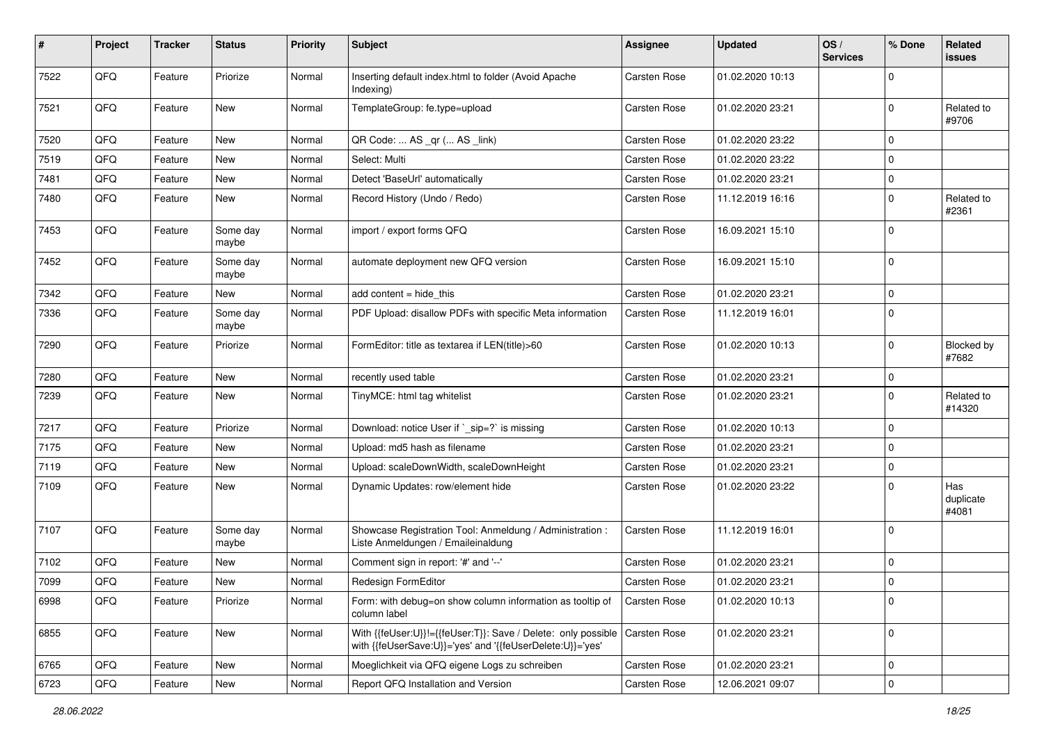| # | Project | Tracker | Status | Priority | Subject | Assignee | Updated | OS / Services | % Done | Related issues |
|---|---|---|---|---|---|---|---|---|---|---|
| 7522 | QFQ | Feature | Priorize | Normal | Inserting default index.html to folder (Avoid Apache Indexing) | Carsten Rose | 01.02.2020 10:13 | | 0 | |
| 7521 | QFQ | Feature | New | Normal | TemplateGroup: fe.type=upload | Carsten Rose | 01.02.2020 23:21 | | 0 | Related to #9706 |
| 7520 | QFQ | Feature | New | Normal | QR Code: ... AS _qr (... AS _link) | Carsten Rose | 01.02.2020 23:22 | | 0 | |
| 7519 | QFQ | Feature | New | Normal | Select: Multi | Carsten Rose | 01.02.2020 23:22 | | 0 | |
| 7481 | QFQ | Feature | New | Normal | Detect 'BaseUrl' automatically | Carsten Rose | 01.02.2020 23:21 | | 0 | |
| 7480 | QFQ | Feature | New | Normal | Record History (Undo / Redo) | Carsten Rose | 11.12.2019 16:16 | | 0 | Related to #2361 |
| 7453 | QFQ | Feature | Some day maybe | Normal | import / export forms QFQ | Carsten Rose | 16.09.2021 15:10 | | 0 | |
| 7452 | QFQ | Feature | Some day maybe | Normal | automate deployment new QFQ version | Carsten Rose | 16.09.2021 15:10 | | 0 | |
| 7342 | QFQ | Feature | New | Normal | add content = hide_this | Carsten Rose | 01.02.2020 23:21 | | 0 | |
| 7336 | QFQ | Feature | Some day maybe | Normal | PDF Upload: disallow PDFs with specific Meta information | Carsten Rose | 11.12.2019 16:01 | | 0 | |
| 7290 | QFQ | Feature | Priorize | Normal | FormEditor: title as textarea if LEN(title)>60 | Carsten Rose | 01.02.2020 10:13 | | 0 | Blocked by #7682 |
| 7280 | QFQ | Feature | New | Normal | recently used table | Carsten Rose | 01.02.2020 23:21 | | 0 | |
| 7239 | QFQ | Feature | New | Normal | TinyMCE: html tag whitelist | Carsten Rose | 01.02.2020 23:21 | | 0 | Related to #14320 |
| 7217 | QFQ | Feature | Priorize | Normal | Download: notice User if `_sip=?` is missing | Carsten Rose | 01.02.2020 10:13 | | 0 | |
| 7175 | QFQ | Feature | New | Normal | Upload: md5 hash as filename | Carsten Rose | 01.02.2020 23:21 | | 0 | |
| 7119 | QFQ | Feature | New | Normal | Upload: scaleDownWidth, scaleDownHeight | Carsten Rose | 01.02.2020 23:21 | | 0 | |
| 7109 | QFQ | Feature | New | Normal | Dynamic Updates: row/element hide | Carsten Rose | 01.02.2020 23:22 | | 0 | Has duplicate #4081 |
| 7107 | QFQ | Feature | Some day maybe | Normal | Showcase Registration Tool: Anmeldung / Administration : Liste Anmeldungen / Emaileinaldung | Carsten Rose | 11.12.2019 16:01 | | 0 | |
| 7102 | QFQ | Feature | New | Normal | Comment sign in report: '#' and '--' | Carsten Rose | 01.02.2020 23:21 | | 0 | |
| 7099 | QFQ | Feature | New | Normal | Redesign FormEditor | Carsten Rose | 01.02.2020 23:21 | | 0 | |
| 6998 | QFQ | Feature | Priorize | Normal | Form: with debug=on show column information as tooltip of column label | Carsten Rose | 01.02.2020 10:13 | | 0 | |
| 6855 | QFQ | Feature | New | Normal | With {{feUser:U}}!={{feUser:T}}: Save / Delete: only possible with {{feUserSave:U}}='yes' and '{{feUserDelete:U}}='yes' | Carsten Rose | 01.02.2020 23:21 | | 0 | |
| 6765 | QFQ | Feature | New | Normal | Moeglichkeit via QFQ eigene Logs zu schreiben | Carsten Rose | 01.02.2020 23:21 | | 0 | |
| 6723 | QFQ | Feature | New | Normal | Report QFQ Installation and Version | Carsten Rose | 12.06.2021 09:07 | | 0 | |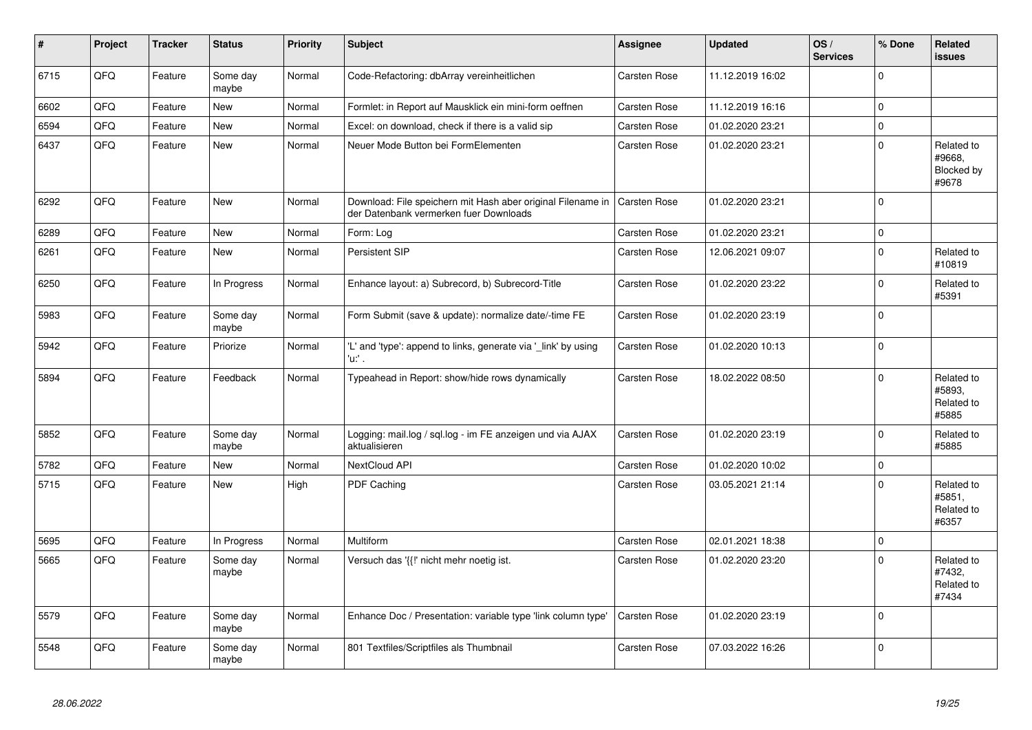| # | Project | Tracker | Status | Priority | Subject | Assignee | Updated | OS / Services | % Done | Related issues |
|---|---|---|---|---|---|---|---|---|---|---|
| 6715 | QFQ | Feature | Some day maybe | Normal | Code-Refactoring: dbArray vereinheitlichen | Carsten Rose | 11.12.2019 16:02 | | 0 | |
| 6602 | QFQ | Feature | New | Normal | Formlet: in Report auf Mausklick ein mini-form oeffnen | Carsten Rose | 11.12.2019 16:16 | | 0 | |
| 6594 | QFQ | Feature | New | Normal | Excel: on download, check if there is a valid sip | Carsten Rose | 01.02.2020 23:21 | | 0 | |
| 6437 | QFQ | Feature | New | Normal | Neuer Mode Button bei FormElementen | Carsten Rose | 01.02.2020 23:21 | | 0 | Related to #9668, Blocked by #9678 |
| 6292 | QFQ | Feature | New | Normal | Download: File speichern mit Hash aber original Filename in der Datenbank vermerken fuer Downloads | Carsten Rose | 01.02.2020 23:21 | | 0 | |
| 6289 | QFQ | Feature | New | Normal | Form: Log | Carsten Rose | 01.02.2020 23:21 | | 0 | |
| 6261 | QFQ | Feature | New | Normal | Persistent SIP | Carsten Rose | 12.06.2021 09:07 | | 0 | Related to #10819 |
| 6250 | QFQ | Feature | In Progress | Normal | Enhance layout: a) Subrecord, b) Subrecord-Title | Carsten Rose | 01.02.2020 23:22 | | 0 | Related to #5391 |
| 5983 | QFQ | Feature | Some day maybe | Normal | Form Submit (save & update): normalize date/-time FE | Carsten Rose | 01.02.2020 23:19 | | 0 | |
| 5942 | QFQ | Feature | Priorize | Normal | 'L' and 'type': append to links, generate via '_link' by using 'u:' . | Carsten Rose | 01.02.2020 10:13 | | 0 | |
| 5894 | QFQ | Feature | Feedback | Normal | Typeahead in Report: show/hide rows dynamically | Carsten Rose | 18.02.2022 08:50 | | 0 | Related to #5893, Related to #5885 |
| 5852 | QFQ | Feature | Some day maybe | Normal | Logging: mail.log / sql.log - im FE anzeigen und via AJAX aktualisieren | Carsten Rose | 01.02.2020 23:19 | | 0 | Related to #5885 |
| 5782 | QFQ | Feature | New | Normal | NextCloud API | Carsten Rose | 01.02.2020 10:02 | | 0 | |
| 5715 | QFQ | Feature | New | High | PDF Caching | Carsten Rose | 03.05.2021 21:14 | | 0 | Related to #5851, Related to #6357 |
| 5695 | QFQ | Feature | In Progress | Normal | Multiform | Carsten Rose | 02.01.2021 18:38 | | 0 | |
| 5665 | QFQ | Feature | Some day maybe | Normal | Versuch das '{{!' nicht mehr noetig ist. | Carsten Rose | 01.02.2020 23:20 | | 0 | Related to #7432, Related to #7434 |
| 5579 | QFQ | Feature | Some day maybe | Normal | Enhance Doc / Presentation: variable type 'link column type' | Carsten Rose | 01.02.2020 23:19 | | 0 | |
| 5548 | QFQ | Feature | Some day maybe | Normal | 801 Textfiles/Scriptfiles als Thumbnail | Carsten Rose | 07.03.2022 16:26 | | 0 | |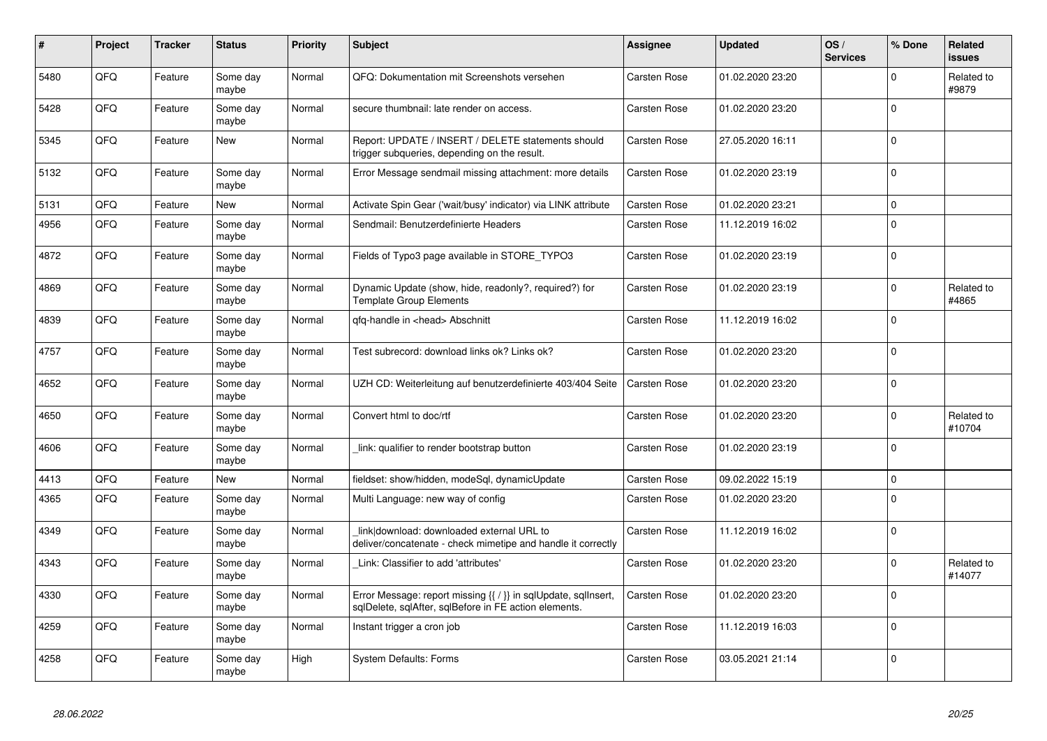| # | Project | Tracker | Status | Priority | Subject | Assignee | Updated | OS / Services | % Done | Related issues |
|---|---|---|---|---|---|---|---|---|---|---|
| 5480 | QFQ | Feature | Some day maybe | Normal | QFQ: Dokumentation mit Screenshots versehen | Carsten Rose | 01.02.2020 23:20 | | 0 | Related to #9879 |
| 5428 | QFQ | Feature | Some day maybe | Normal | secure thumbnail: late render on access. | Carsten Rose | 01.02.2020 23:20 | | 0 | |
| 5345 | QFQ | Feature | New | Normal | Report: UPDATE / INSERT / DELETE statements should trigger subqueries, depending on the result. | Carsten Rose | 27.05.2020 16:11 | | 0 | |
| 5132 | QFQ | Feature | Some day maybe | Normal | Error Message sendmail missing attachment: more details | Carsten Rose | 01.02.2020 23:19 | | 0 | |
| 5131 | QFQ | Feature | New | Normal | Activate Spin Gear ('wait/busy' indicator) via LINK attribute | Carsten Rose | 01.02.2020 23:21 | | 0 | |
| 4956 | QFQ | Feature | Some day maybe | Normal | Sendmail: Benutzerdefinierte Headers | Carsten Rose | 11.12.2019 16:02 | | 0 | |
| 4872 | QFQ | Feature | Some day maybe | Normal | Fields of Typo3 page available in STORE_TYPO3 | Carsten Rose | 01.02.2020 23:19 | | 0 | |
| 4869 | QFQ | Feature | Some day maybe | Normal | Dynamic Update (show, hide, readonly?, required?) for Template Group Elements | Carsten Rose | 01.02.2020 23:19 | | 0 | Related to #4865 |
| 4839 | QFQ | Feature | Some day maybe | Normal | qfq-handle in <head> Abschnitt | Carsten Rose | 11.12.2019 16:02 | | 0 | |
| 4757 | QFQ | Feature | Some day maybe | Normal | Test subrecord: download links ok? Links ok? | Carsten Rose | 01.02.2020 23:20 | | 0 | |
| 4652 | QFQ | Feature | Some day maybe | Normal | UZH CD: Weiterleitung auf benutzerdefinierte 403/404 Seite | Carsten Rose | 01.02.2020 23:20 | | 0 | |
| 4650 | QFQ | Feature | Some day maybe | Normal | Convert html to doc/rtf | Carsten Rose | 01.02.2020 23:20 | | 0 | Related to #10704 |
| 4606 | QFQ | Feature | Some day maybe | Normal | _link: qualifier to render bootstrap button | Carsten Rose | 01.02.2020 23:19 | | 0 | |
| 4413 | QFQ | Feature | New | Normal | fieldset: show/hidden, modeSql, dynamicUpdate | Carsten Rose | 09.02.2022 15:19 | | 0 | |
| 4365 | QFQ | Feature | Some day maybe | Normal | Multi Language: new way of config | Carsten Rose | 01.02.2020 23:20 | | 0 | |
| 4349 | QFQ | Feature | Some day maybe | Normal | _link\|download: downloaded external URL to deliver/concatenate - check mimetipe and handle it correctly | Carsten Rose | 11.12.2019 16:02 | | 0 | |
| 4343 | QFQ | Feature | Some day maybe | Normal | _Link: Classifier to add 'attributes' | Carsten Rose | 01.02.2020 23:20 | | 0 | Related to #14077 |
| 4330 | QFQ | Feature | Some day maybe | Normal | Error Message: report missing {{ / }} in sqlUpdate, sqlInsert, sqlDelete, sqlAfter, sqlBefore in FE action elements. | Carsten Rose | 01.02.2020 23:20 | | 0 | |
| 4259 | QFQ | Feature | Some day maybe | Normal | Instant trigger a cron job | Carsten Rose | 11.12.2019 16:03 | | 0 | |
| 4258 | QFQ | Feature | Some day maybe | High | System Defaults: Forms | Carsten Rose | 03.05.2021 21:14 | | 0 | |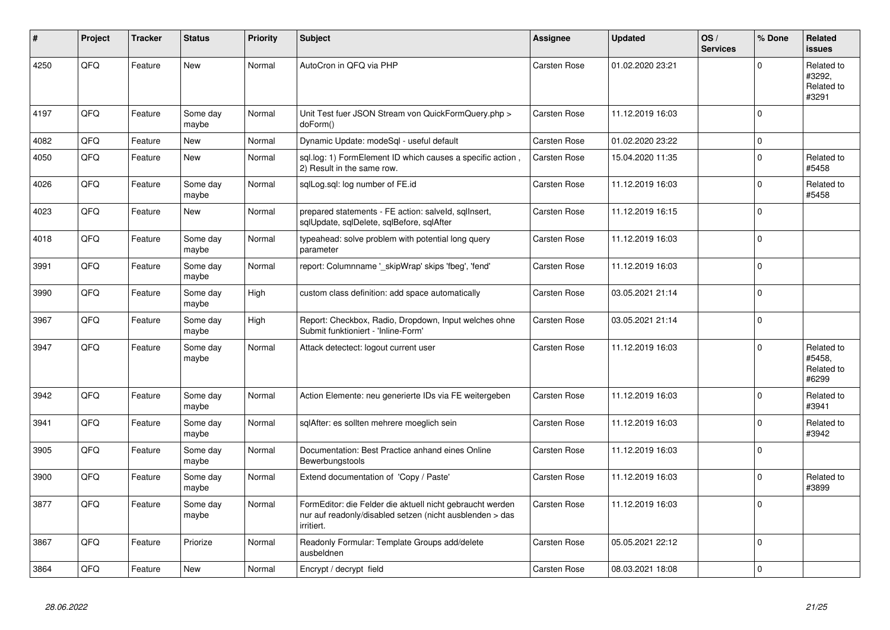| # | Project | Tracker | Status | Priority | Subject | Assignee | Updated | OS / Services | % Done | Related issues |
|---|---|---|---|---|---|---|---|---|---|---|
| 4250 | QFQ | Feature | New | Normal | AutoCron in QFQ via PHP | Carsten Rose | 01.02.2020 23:21 | | 0 | Related to #3292, Related to #3291 |
| 4197 | QFQ | Feature | Some day maybe | Normal | Unit Test fuer JSON Stream von QuickFormQuery.php > doForm() | Carsten Rose | 11.12.2019 16:03 | | 0 | |
| 4082 | QFQ | Feature | New | Normal | Dynamic Update: modeSql - useful default | Carsten Rose | 01.02.2020 23:22 | | 0 | |
| 4050 | QFQ | Feature | New | Normal | sql.log: 1) FormElement ID which causes a specific action , 2) Result in the same row. | Carsten Rose | 15.04.2020 11:35 | | 0 | Related to #5458 |
| 4026 | QFQ | Feature | Some day maybe | Normal | sqlLog.sql: log number of FE.id | Carsten Rose | 11.12.2019 16:03 | | 0 | Related to #5458 |
| 4023 | QFQ | Feature | New | Normal | prepared statements - FE action: salveld, sqlInsert, sqlUpdate, sqlDelete, sqlBefore, sqlAfter | Carsten Rose | 11.12.2019 16:15 | | 0 | |
| 4018 | QFQ | Feature | Some day maybe | Normal | typeahead: solve problem with potential long query parameter | Carsten Rose | 11.12.2019 16:03 | | 0 | |
| 3991 | QFQ | Feature | Some day maybe | Normal | report: Columnname '_skipWrap' skips 'fbeg', 'fend' | Carsten Rose | 11.12.2019 16:03 | | 0 | |
| 3990 | QFQ | Feature | Some day maybe | High | custom class definition: add space automatically | Carsten Rose | 03.05.2021 21:14 | | 0 | |
| 3967 | QFQ | Feature | Some day maybe | High | Report: Checkbox, Radio, Dropdown, Input welches ohne Submit funktioniert - 'Inline-Form' | Carsten Rose | 03.05.2021 21:14 | | 0 | |
| 3947 | QFQ | Feature | Some day maybe | Normal | Attack detectect: logout current user | Carsten Rose | 11.12.2019 16:03 | | 0 | Related to #5458, Related to #6299 |
| 3942 | QFQ | Feature | Some day maybe | Normal | Action Elemente: neu generierte IDs via FE weitergeben | Carsten Rose | 11.12.2019 16:03 | | 0 | Related to #3941 |
| 3941 | QFQ | Feature | Some day maybe | Normal | sqlAfter: es sollten mehrere moeglich sein | Carsten Rose | 11.12.2019 16:03 | | 0 | Related to #3942 |
| 3905 | QFQ | Feature | Some day maybe | Normal | Documentation: Best Practice anhand eines Online Bewerbungstools | Carsten Rose | 11.12.2019 16:03 | | 0 | |
| 3900 | QFQ | Feature | Some day maybe | Normal | Extend documentation of 'Copy / Paste' | Carsten Rose | 11.12.2019 16:03 | | 0 | Related to #3899 |
| 3877 | QFQ | Feature | Some day maybe | Normal | FormEditor: die Felder die aktuell nicht gebraucht werden nur auf readonly/disabled setzen (nicht ausblenden > das irritiert. | Carsten Rose | 11.12.2019 16:03 | | 0 | |
| 3867 | QFQ | Feature | Priorize | Normal | Readonly Formular: Template Groups add/delete ausbeldnen | Carsten Rose | 05.05.2021 22:12 | | 0 | |
| 3864 | QFQ | Feature | New | Normal | Encrypt / decrypt field | Carsten Rose | 08.03.2021 18:08 | | 0 | |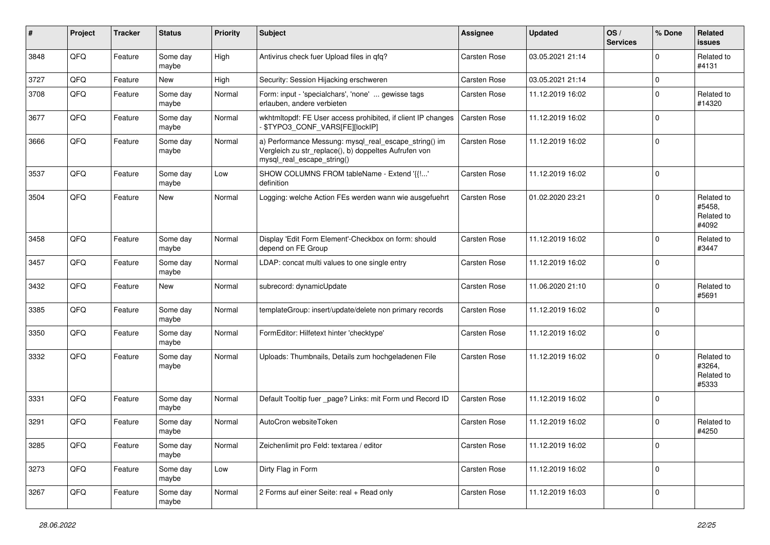| # | Project | Tracker | Status | Priority | Subject | Assignee | Updated | OS / Services | % Done | Related issues |
|---|---|---|---|---|---|---|---|---|---|---|
| 3848 | QFQ | Feature | Some day maybe | High | Antivirus check fuer Upload files in qfq? | Carsten Rose | 03.05.2021 21:14 | | 0 | Related to #4131 |
| 3727 | QFQ | Feature | New | High | Security: Session Hijacking erschweren | Carsten Rose | 03.05.2021 21:14 | | 0 | |
| 3708 | QFQ | Feature | Some day maybe | Normal | Form: input - 'specialchars', 'none' ... gewisse tags erlauben, andere verbieten | Carsten Rose | 11.12.2019 16:02 | | 0 | Related to #14320 |
| 3677 | QFQ | Feature | Some day maybe | Normal | wkhtmltopdf: FE User access prohibited, if client IP changes - $TYPO3_CONF_VARS[FE][lockIP] | Carsten Rose | 11.12.2019 16:02 | | 0 | |
| 3666 | QFQ | Feature | Some day maybe | Normal | a) Performance Messung: mysql_real_escape_string() im Vergleich zu str_replace(), b) doppeltes Aufrufen von mysql_real_escape_string() | Carsten Rose | 11.12.2019 16:02 | | 0 | |
| 3537 | QFQ | Feature | Some day maybe | Low | SHOW COLUMNS FROM tableName - Extend '{{!...' definition | Carsten Rose | 11.12.2019 16:02 | | 0 | |
| 3504 | QFQ | Feature | New | Normal | Logging: welche Action FEs werden wann wie ausgefuehrt | Carsten Rose | 01.02.2020 23:21 | | 0 | Related to #5458, Related to #4092 |
| 3458 | QFQ | Feature | Some day maybe | Normal | Display 'Edit Form Element'-Checkbox on form: should depend on FE Group | Carsten Rose | 11.12.2019 16:02 | | 0 | Related to #3447 |
| 3457 | QFQ | Feature | Some day maybe | Normal | LDAP: concat multi values to one single entry | Carsten Rose | 11.12.2019 16:02 | | 0 | |
| 3432 | QFQ | Feature | New | Normal | subrecord: dynamicUpdate | Carsten Rose | 11.06.2020 21:10 | | 0 | Related to #5691 |
| 3385 | QFQ | Feature | Some day maybe | Normal | templateGroup: insert/update/delete non primary records | Carsten Rose | 11.12.2019 16:02 | | 0 | |
| 3350 | QFQ | Feature | Some day maybe | Normal | FormEditor: Hilfetext hinter 'checktype' | Carsten Rose | 11.12.2019 16:02 | | 0 | |
| 3332 | QFQ | Feature | Some day maybe | Normal | Uploads: Thumbnails, Details zum hochgeladenen File | Carsten Rose | 11.12.2019 16:02 | | 0 | Related to #3264, Related to #5333 |
| 3331 | QFQ | Feature | Some day maybe | Normal | Default Tooltip fuer _page? Links: mit Form und Record ID | Carsten Rose | 11.12.2019 16:02 | | 0 | |
| 3291 | QFQ | Feature | Some day maybe | Normal | AutoCron websiteToken | Carsten Rose | 11.12.2019 16:02 | | 0 | Related to #4250 |
| 3285 | QFQ | Feature | Some day maybe | Normal | Zeichenlimit pro Feld: textarea / editor | Carsten Rose | 11.12.2019 16:02 | | 0 | |
| 3273 | QFQ | Feature | Some day maybe | Low | Dirty Flag in Form | Carsten Rose | 11.12.2019 16:02 | | 0 | |
| 3267 | QFQ | Feature | Some day maybe | Normal | 2 Forms auf einer Seite: real + Read only | Carsten Rose | 11.12.2019 16:03 | | 0 | |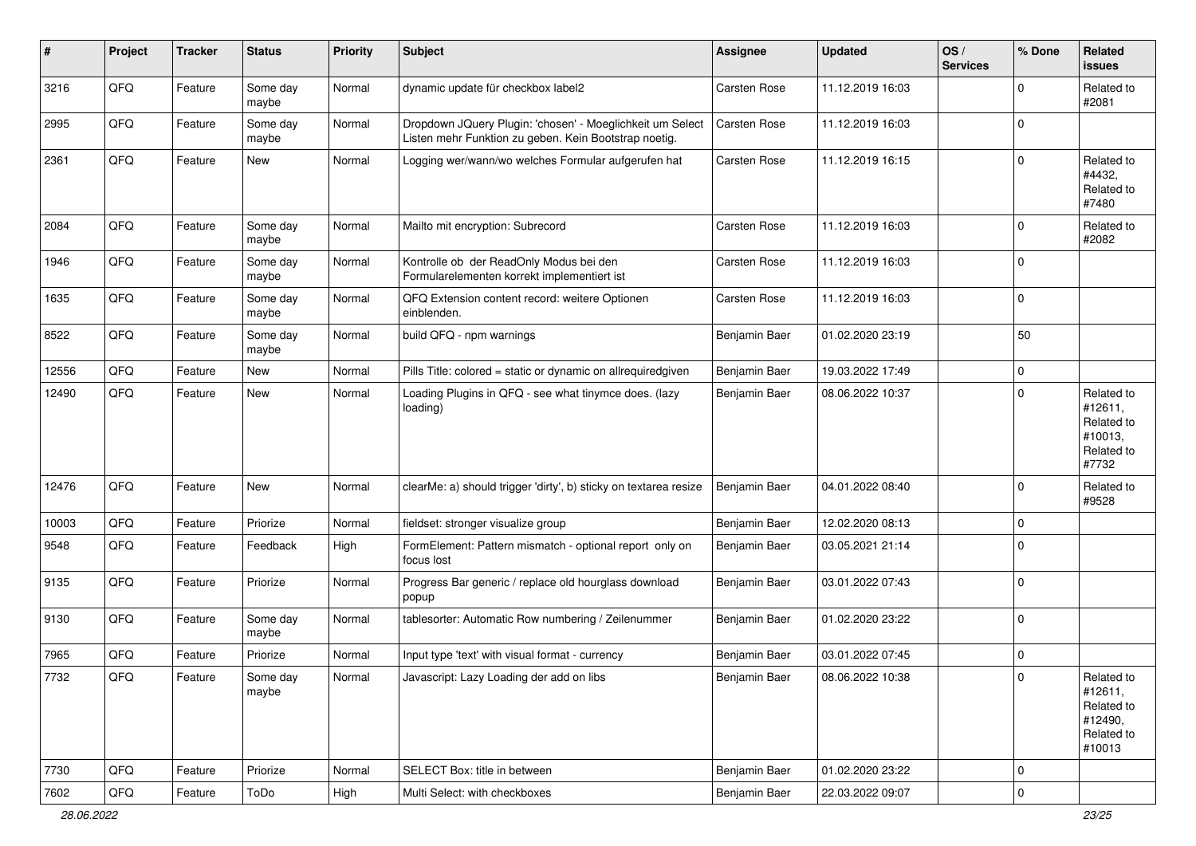| # | Project | Tracker | Status | Priority | Subject | Assignee | Updated | OS / Services | % Done | Related issues |
|---|---|---|---|---|---|---|---|---|---|---|
| 3216 | QFQ | Feature | Some day maybe | Normal | dynamic update für checkbox label2 | Carsten Rose | 11.12.2019 16:03 | | 0 | Related to #2081 |
| 2995 | QFQ | Feature | Some day maybe | Normal | Dropdown JQuery Plugin: 'chosen' - Moeglichkeit um Select Listen mehr Funktion zu geben. Kein Bootstrap noetig. | Carsten Rose | 11.12.2019 16:03 | | 0 | |
| 2361 | QFQ | Feature | New | Normal | Logging wer/wann/wo welches Formular aufgerufen hat | Carsten Rose | 11.12.2019 16:15 | | 0 | Related to #4432, Related to #7480 |
| 2084 | QFQ | Feature | Some day maybe | Normal | Mailto mit encryption: Subrecord | Carsten Rose | 11.12.2019 16:03 | | 0 | Related to #2082 |
| 1946 | QFQ | Feature | Some day maybe | Normal | Kontrolle ob der ReadOnly Modus bei den Formularelementen korrekt implementiert ist | Carsten Rose | 11.12.2019 16:03 | | 0 | |
| 1635 | QFQ | Feature | Some day maybe | Normal | QFQ Extension content record: weitere Optionen einblenden. | Carsten Rose | 11.12.2019 16:03 | | 0 | |
| 8522 | QFQ | Feature | Some day maybe | Normal | build QFQ - npm warnings | Benjamin Baer | 01.02.2020 23:19 | | 50 | |
| 12556 | QFQ | Feature | New | Normal | Pills Title: colored = static or dynamic on allrequiredgiven | Benjamin Baer | 19.03.2022 17:49 | | 0 | |
| 12490 | QFQ | Feature | New | Normal | Loading Plugins in QFQ - see what tinymce does. (lazy loading) | Benjamin Baer | 08.06.2022 10:37 | | 0 | Related to #12611, Related to #10013, Related to #7732 |
| 12476 | QFQ | Feature | New | Normal | clearMe: a) should trigger 'dirty', b) sticky on textarea resize | Benjamin Baer | 04.01.2022 08:40 | | 0 | Related to #9528 |
| 10003 | QFQ | Feature | Priorize | Normal | fieldset: stronger visualize group | Benjamin Baer | 12.02.2020 08:13 | | 0 | |
| 9548 | QFQ | Feature | Feedback | High | FormElement: Pattern mismatch - optional report only on focus lost | Benjamin Baer | 03.05.2021 21:14 | | 0 | |
| 9135 | QFQ | Feature | Priorize | Normal | Progress Bar generic / replace old hourglass download popup | Benjamin Baer | 03.01.2022 07:43 | | 0 | |
| 9130 | QFQ | Feature | Some day maybe | Normal | tablesorter: Automatic Row numbering / Zeilenummer | Benjamin Baer | 01.02.2020 23:22 | | 0 | |
| 7965 | QFQ | Feature | Priorize | Normal | Input type 'text' with visual format - currency | Benjamin Baer | 03.01.2022 07:45 | | 0 | |
| 7732 | QFQ | Feature | Some day maybe | Normal | Javascript: Lazy Loading der add on libs | Benjamin Baer | 08.06.2022 10:38 | | 0 | Related to #12611, Related to #12490, Related to #10013 |
| 7730 | QFQ | Feature | Priorize | Normal | SELECT Box: title in between | Benjamin Baer | 01.02.2020 23:22 | | 0 | |
| 7602 | QFQ | Feature | ToDo | High | Multi Select: with checkboxes | Benjamin Baer | 22.03.2022 09:07 | | 0 | |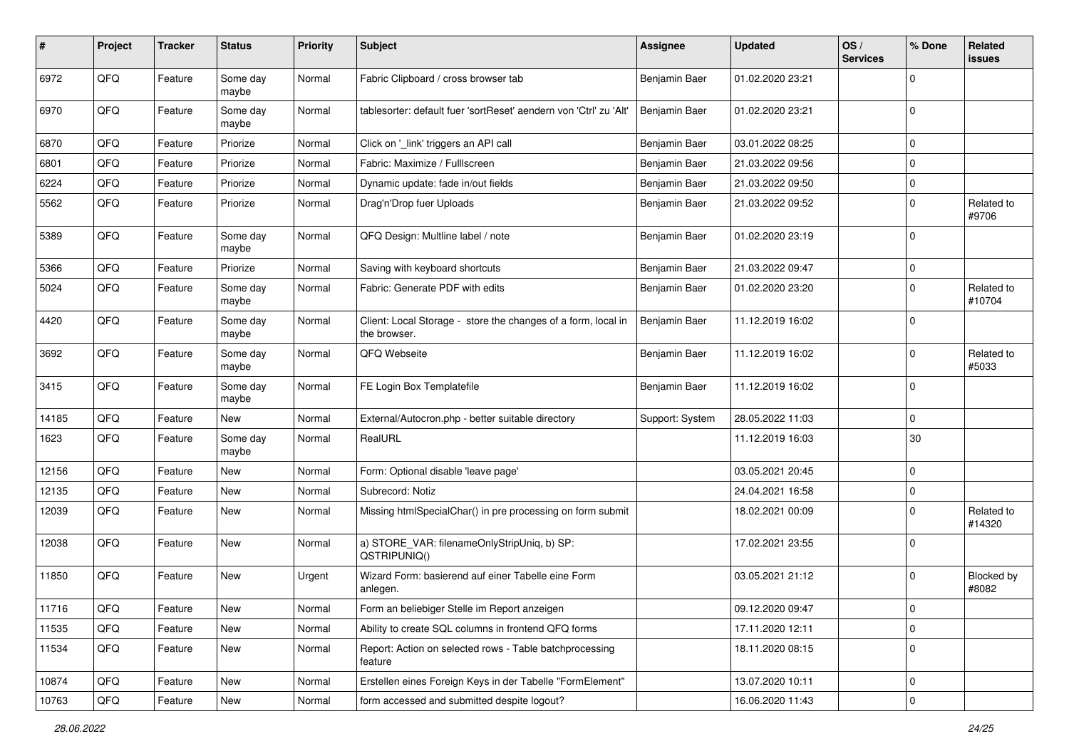| # | Project | Tracker | Status | Priority | Subject | Assignee | Updated | OS / Services | % Done | Related issues |
|---|---|---|---|---|---|---|---|---|---|---|
| 6972 | QFQ | Feature | Some day maybe | Normal | Fabric Clipboard / cross browser tab | Benjamin Baer | 01.02.2020 23:21 | | 0 | |
| 6970 | QFQ | Feature | Some day maybe | Normal | tablesorter: default fuer 'sortReset' aendern von 'Ctrl' zu 'Alt' | Benjamin Baer | 01.02.2020 23:21 | | 0 | |
| 6870 | QFQ | Feature | Priorize | Normal | Click on '_link' triggers an API call | Benjamin Baer | 03.01.2022 08:25 | | 0 | |
| 6801 | QFQ | Feature | Priorize | Normal | Fabric: Maximize / FullIscreen | Benjamin Baer | 21.03.2022 09:56 | | 0 | |
| 6224 | QFQ | Feature | Priorize | Normal | Dynamic update: fade in/out fields | Benjamin Baer | 21.03.2022 09:50 | | 0 | |
| 5562 | QFQ | Feature | Priorize | Normal | Drag'n'Drop fuer Uploads | Benjamin Baer | 21.03.2022 09:52 | | 0 | Related to #9706 |
| 5389 | QFQ | Feature | Some day maybe | Normal | QFQ Design: Multline label / note | Benjamin Baer | 01.02.2020 23:19 | | 0 | |
| 5366 | QFQ | Feature | Priorize | Normal | Saving with keyboard shortcuts | Benjamin Baer | 21.03.2022 09:47 | | 0 | |
| 5024 | QFQ | Feature | Some day maybe | Normal | Fabric: Generate PDF with edits | Benjamin Baer | 01.02.2020 23:20 | | 0 | Related to #10704 |
| 4420 | QFQ | Feature | Some day maybe | Normal | Client: Local Storage - store the changes of a form, local in the browser. | Benjamin Baer | 11.12.2019 16:02 | | 0 | |
| 3692 | QFQ | Feature | Some day maybe | Normal | QFQ Webseite | Benjamin Baer | 11.12.2019 16:02 | | 0 | Related to #5033 |
| 3415 | QFQ | Feature | Some day maybe | Normal | FE Login Box Templatefile | Benjamin Baer | 11.12.2019 16:02 | | 0 | |
| 14185 | QFQ | Feature | New | Normal | External/Autocron.php - better suitable directory | Support: System | 28.05.2022 11:03 | | 0 | |
| 1623 | QFQ | Feature | Some day maybe | Normal | RealURL | | 11.12.2019 16:03 | | 30 | |
| 12156 | QFQ | Feature | New | Normal | Form: Optional disable 'leave page' | | 03.05.2021 20:45 | | 0 | |
| 12135 | QFQ | Feature | New | Normal | Subrecord: Notiz | | 24.04.2021 16:58 | | 0 | |
| 12039 | QFQ | Feature | New | Normal | Missing htmlSpecialChar() in pre processing on form submit | | 18.02.2021 00:09 | | 0 | Related to #14320 |
| 12038 | QFQ | Feature | New | Normal | a) STORE_VAR: filenameOnlyStripUniq, b) SP: QSTRIPUNIQ() | | 17.02.2021 23:55 | | 0 | |
| 11850 | QFQ | Feature | New | Urgent | Wizard Form: basierend auf einer Tabelle eine Form anlegen. | | 03.05.2021 21:12 | | 0 | Blocked by #8082 |
| 11716 | QFQ | Feature | New | Normal | Form an beliebiger Stelle im Report anzeigen | | 09.12.2020 09:47 | | 0 | |
| 11535 | QFQ | Feature | New | Normal | Ability to create SQL columns in frontend QFQ forms | | 17.11.2020 12:11 | | 0 | |
| 11534 | QFQ | Feature | New | Normal | Report: Action on selected rows - Table batchprocessing feature | | 18.11.2020 08:15 | | 0 | |
| 10874 | QFQ | Feature | New | Normal | Erstellen eines Foreign Keys in der Tabelle "FormElement" | | 13.07.2020 10:11 | | 0 | |
| 10763 | QFQ | Feature | New | Normal | form accessed and submitted despite logout? | | 16.06.2020 11:43 | | 0 | |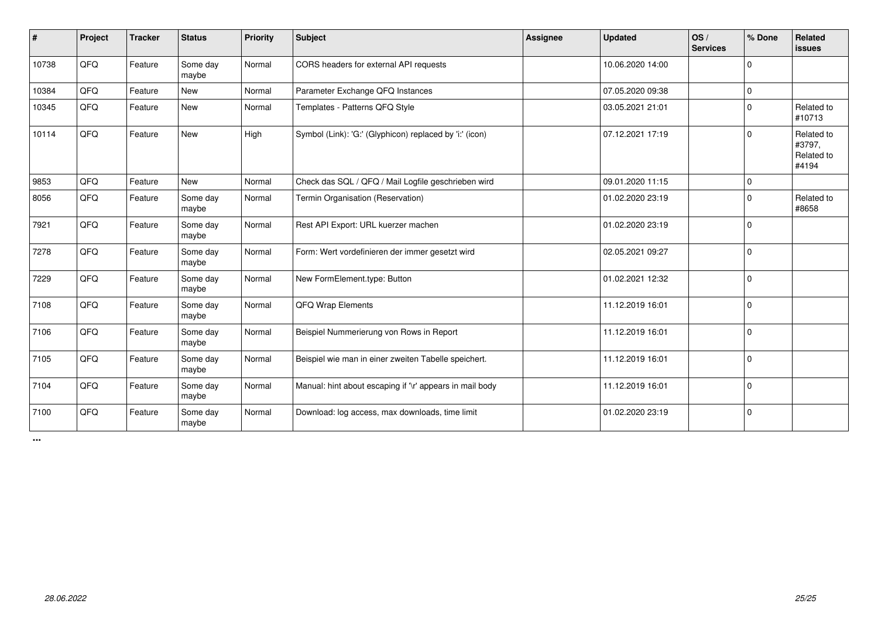| # | Project | Tracker | Status | Priority | Subject | Assignee | Updated | OS / Services | % Done | Related issues |
|---|---|---|---|---|---|---|---|---|---|---|
| 10738 | QFQ | Feature | Some day maybe | Normal | CORS headers for external API requests | | 10.06.2020 14:00 | | 0 | |
| 10384 | QFQ | Feature | New | Normal | Parameter Exchange QFQ Instances | | 07.05.2020 09:38 | | 0 | |
| 10345 | QFQ | Feature | New | Normal | Templates - Patterns QFQ Style | | 03.05.2021 21:01 | | 0 | Related to #10713 |
| 10114 | QFQ | Feature | New | High | Symbol (Link): 'G:' (Glyphicon) replaced by 'i:' (icon) | | 07.12.2021 17:19 | | 0 | Related to #3797, Related to #4194 |
| 9853 | QFQ | Feature | New | Normal | Check das SQL / QFQ / Mail Logfile geschrieben wird | | 09.01.2020 11:15 | | 0 | |
| 8056 | QFQ | Feature | Some day maybe | Normal | Termin Organisation (Reservation) | | 01.02.2020 23:19 | | 0 | Related to #8658 |
| 7921 | QFQ | Feature | Some day maybe | Normal | Rest API Export: URL kuerzer machen | | 01.02.2020 23:19 | | 0 | |
| 7278 | QFQ | Feature | Some day maybe | Normal | Form: Wert vordefinieren der immer gesetzt wird | | 02.05.2021 09:27 | | 0 | |
| 7229 | QFQ | Feature | Some day maybe | Normal | New FormElement.type: Button | | 01.02.2021 12:32 | | 0 | |
| 7108 | QFQ | Feature | Some day maybe | Normal | QFQ Wrap Elements | | 11.12.2019 16:01 | | 0 | |
| 7106 | QFQ | Feature | Some day maybe | Normal | Beispiel Nummerierung von Rows in Report | | 11.12.2019 16:01 | | 0 | |
| 7105 | QFQ | Feature | Some day maybe | Normal | Beispiel wie man in einer zweiten Tabelle speichert. | | 11.12.2019 16:01 | | 0 | |
| 7104 | QFQ | Feature | Some day maybe | Normal | Manual: hint about escaping if '\r' appears in mail body | | 11.12.2019 16:01 | | 0 | |
| 7100 | QFQ | Feature | Some day maybe | Normal | Download: log access, max downloads, time limit | | 01.02.2020 23:19 | | 0 | |

...